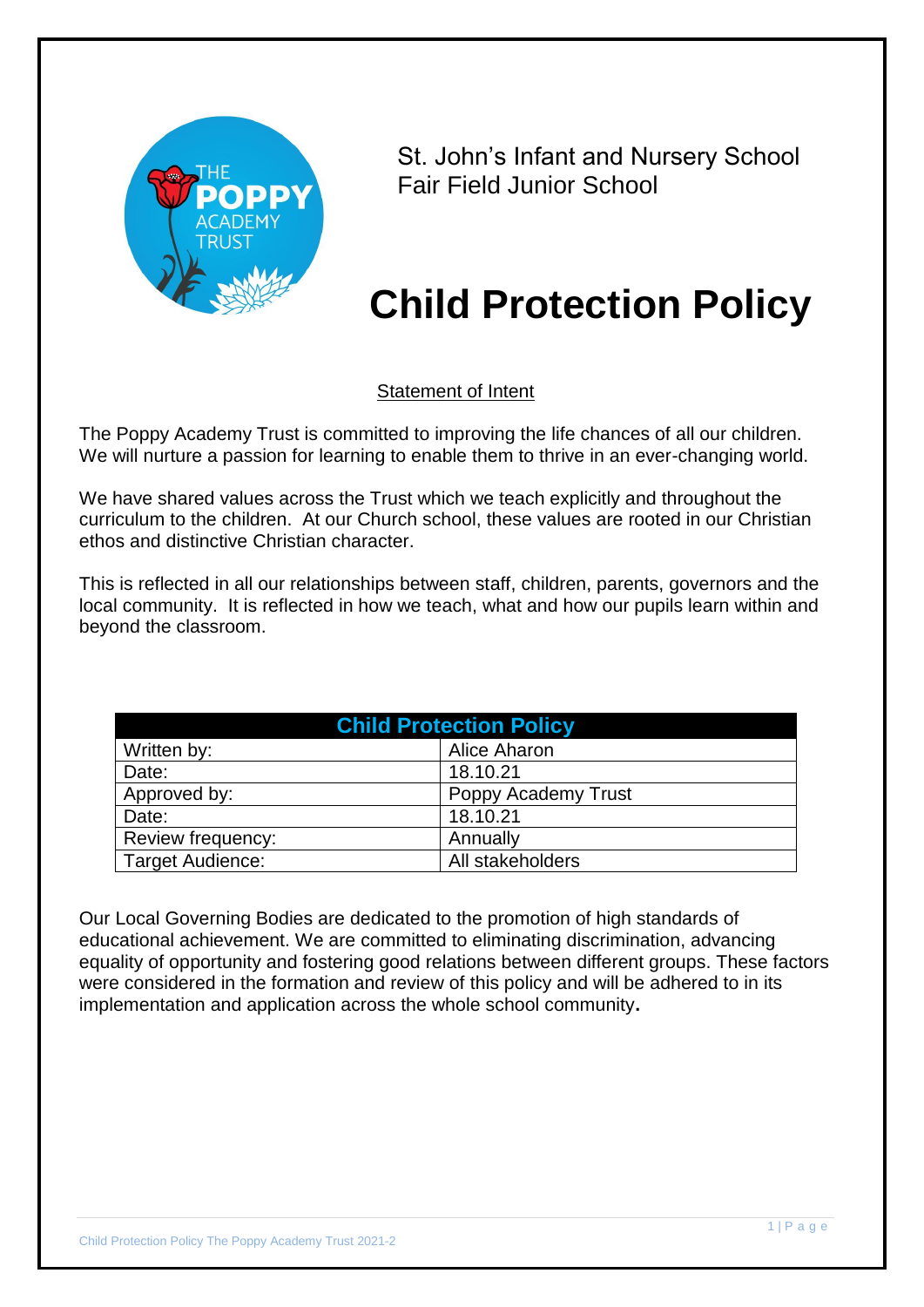St. John's Infant and Nursery School
Fair Field Junior School

# Child Protection Policy

## Statement of Intent

The Poppy Academy Trust is committed to improving the life chances of all our children. We will nurture a passion for learning to enable them to thrive in an ever-changing world.

We have shared values across the Trust which we teach explicitly and throughout the curriculum to the children. At our Church school, these values are rooted in our Christian ethos and distinctive Christian character.

This is reflected in all our relationships between staff, children, parents, governors and the local community. It is reflected in how we teach, what and how our pupils learn within and beyond the classroom.

| Child Protection Policy | |
|---|---|
| Written by: | Alice Aharon |
| Date: | 18.10.21 |
| Approved by: | Poppy Academy Trust |
| Date: | 18.10.21 |
| Review frequency: | Annually |
| Target Audience: | All stakeholders |

Our Local Governing Bodies are dedicated to the promotion of high standards of educational achievement. We are committed to eliminating discrimination, advancing equality of opportunity and fostering good relations between different groups. These factors were considered in the formation and review of this policy and will be adhered to in its implementation and application across the whole school community**.**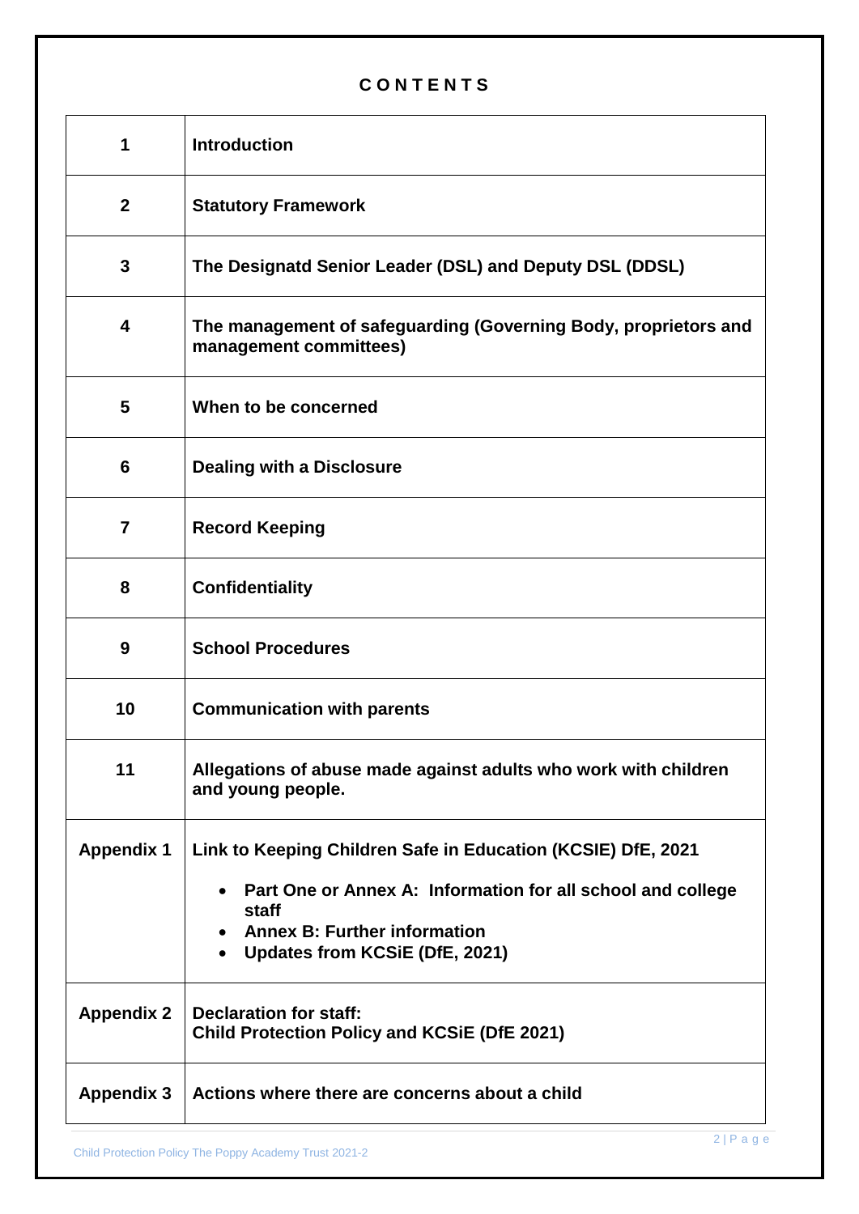# C O N T E N T S

| | |
|---|---|
| **1** | **Introduction** |
| **2** | **Statutory Framework** |
| **3** | **The Designatd Senior Leader (DSL) and Deputy DSL (DDSL)** |
| **4** | **The management of safeguarding (Governing Body, proprietors and management committees)** |
| **5** | **When to be concerned** |
| **6** | **Dealing with a Disclosure** |
| **7** | **Record Keeping** |
| **8** | **Confidentiality** |
| **9** | **School Procedures** |
| **10** | **Communication with parents** |
| **11** | **Allegations of abuse made against adults who work with children and young people.** |
| **Appendix 1** | **Link to Keeping Children Safe in Education (KCSIE) DfE, 2021**<br>• **Part One or Annex A: Information for all school and college staff**<br>• **Annex B: Further information**<br>• **Updates from KCSiE (DfE, 2021)** |
| **Appendix 2** | **Declaration for staff:**<br>**Child Protection Policy and KCSiE (DfE 2021)** |
| **Appendix 3** | **Actions where there are concerns about a child** |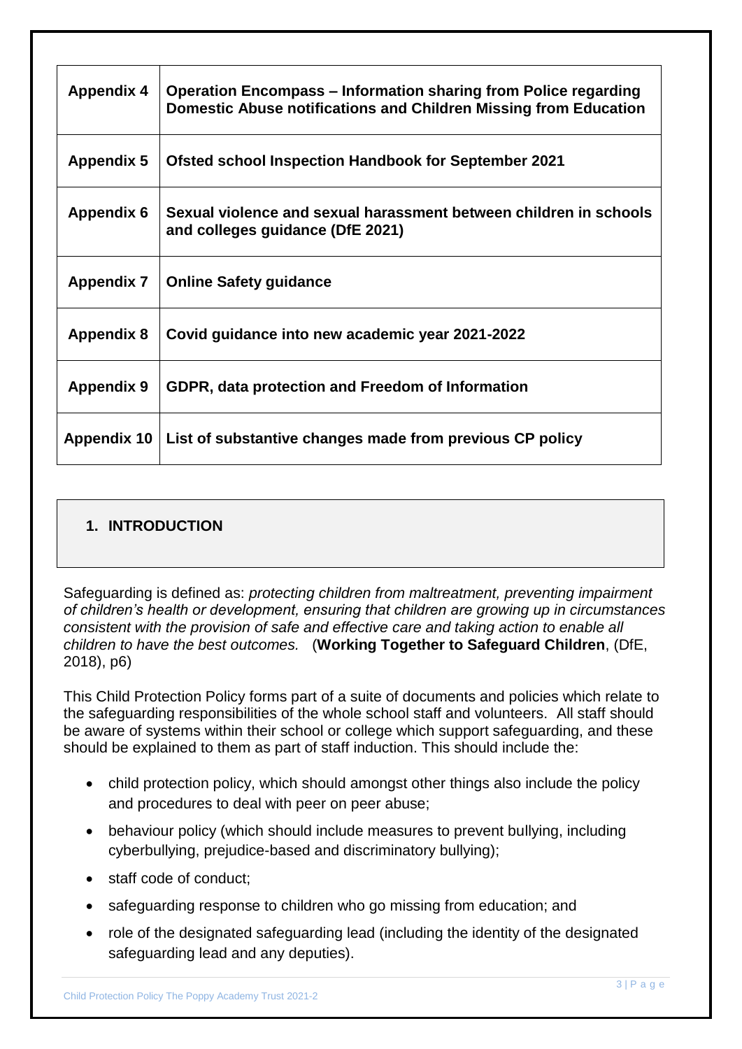| | |
|---|---|
| **Appendix 4** | **Operation Encompass – Information sharing from Police regarding Domestic Abuse notifications and Children Missing from Education** |
| **Appendix 5** | **Ofsted school Inspection Handbook for September 2021** |
| **Appendix 6** | **Sexual violence and sexual harassment between children in schools and colleges guidance (DfE 2021)** |
| **Appendix 7** | **Online Safety guidance** |
| **Appendix 8** | **Covid guidance into new academic year 2021-2022** |
| **Appendix 9** | **GDPR, data protection and Freedom of Information** |
| **Appendix 10** | **List of substantive changes made from previous CP policy** |

## 1. INTRODUCTION

Safeguarding is defined as: *protecting children from maltreatment, preventing impairment of children's health or development, ensuring that children are growing up in circumstances consistent with the provision of safe and effective care and taking action to enable all children to have the best outcomes.* (**Working Together to Safeguard Children**, (DfE, 2018), p6)

This Child Protection Policy forms part of a suite of documents and policies which relate to the safeguarding responsibilities of the whole school staff and volunteers. All staff should be aware of systems within their school or college which support safeguarding, and these should be explained to them as part of staff induction. This should include the:

- child protection policy, which should amongst other things also include the policy and procedures to deal with peer on peer abuse;
- behaviour policy (which should include measures to prevent bullying, including cyberbullying, prejudice-based and discriminatory bullying);
- staff code of conduct;
- safeguarding response to children who go missing from education; and
- role of the designated safeguarding lead (including the identity of the designated safeguarding lead and any deputies).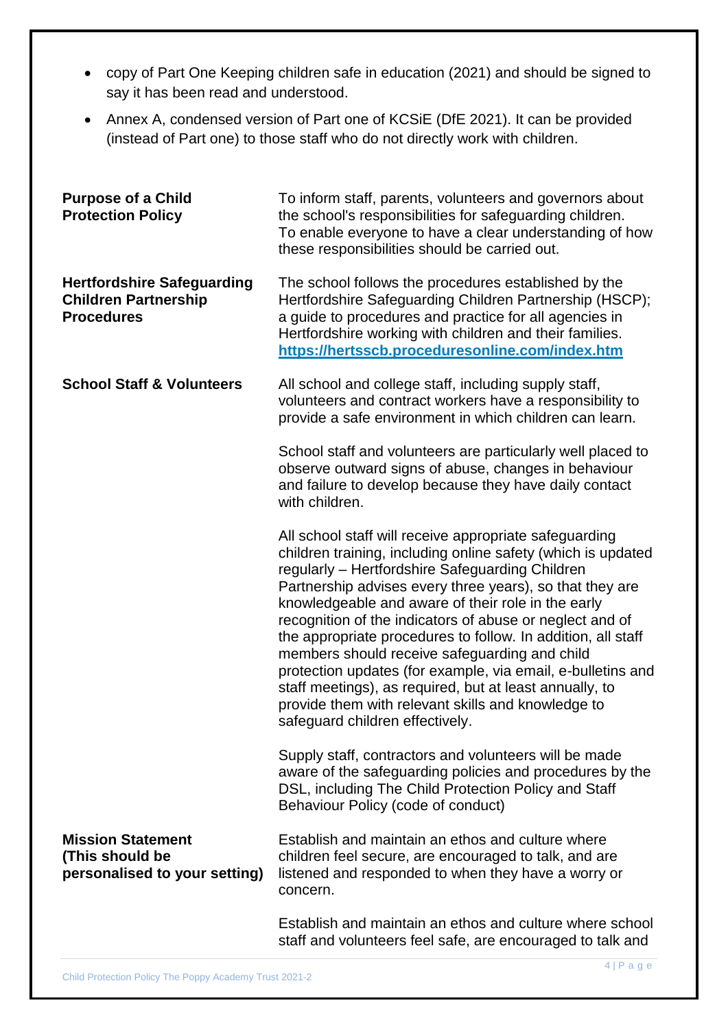- copy of Part One Keeping children safe in education (2021) and should be signed to say it has been read and understood.
- Annex A, condensed version of Part one of KCSiE (DfE 2021). It can be provided (instead of Part one) to those staff who do not directly work with children.

| | |
|---|---|
| **Purpose of a Child Protection Policy** | To inform staff, parents, volunteers and governors about the school's responsibilities for safeguarding children. To enable everyone to have a clear understanding of how these responsibilities should be carried out. |
| **Hertfordshire Safeguarding Children Partnership Procedures** | The school follows the procedures established by the Hertfordshire Safeguarding Children Partnership (HSCP); a guide to procedures and practice for all agencies in Hertfordshire working with children and their families. **https://hertsscb.proceduresonline.com/index.htm** |
| **School Staff & Volunteers** | All school and college staff, including supply staff, volunteers and contract workers have a responsibility to provide a safe environment in which children can learn.<br><br>School staff and volunteers are particularly well placed to observe outward signs of abuse, changes in behaviour and failure to develop because they have daily contact with children.<br><br>All school staff will receive appropriate safeguarding children training, including online safety (which is updated regularly – Hertfordshire Safeguarding Children Partnership advises every three years), so that they are knowledgeable and aware of their role in the early recognition of the indicators of abuse or neglect and of the appropriate procedures to follow. In addition, all staff members should receive safeguarding and child protection updates (for example, via email, e-bulletins and staff meetings), as required, but at least annually, to provide them with relevant skills and knowledge to safeguard children effectively.<br><br>Supply staff, contractors and volunteers will be made aware of the safeguarding policies and procedures by the DSL, including The Child Protection Policy and Staff Behaviour Policy (code of conduct) |
| **Mission Statement (This should be personalised to your setting)** | Establish and maintain an ethos and culture where children feel secure, are encouraged to talk, and are listened and responded to when they have a worry or concern.<br><br>Establish and maintain an ethos and culture where school staff and volunteers feel safe, are encouraged to talk and |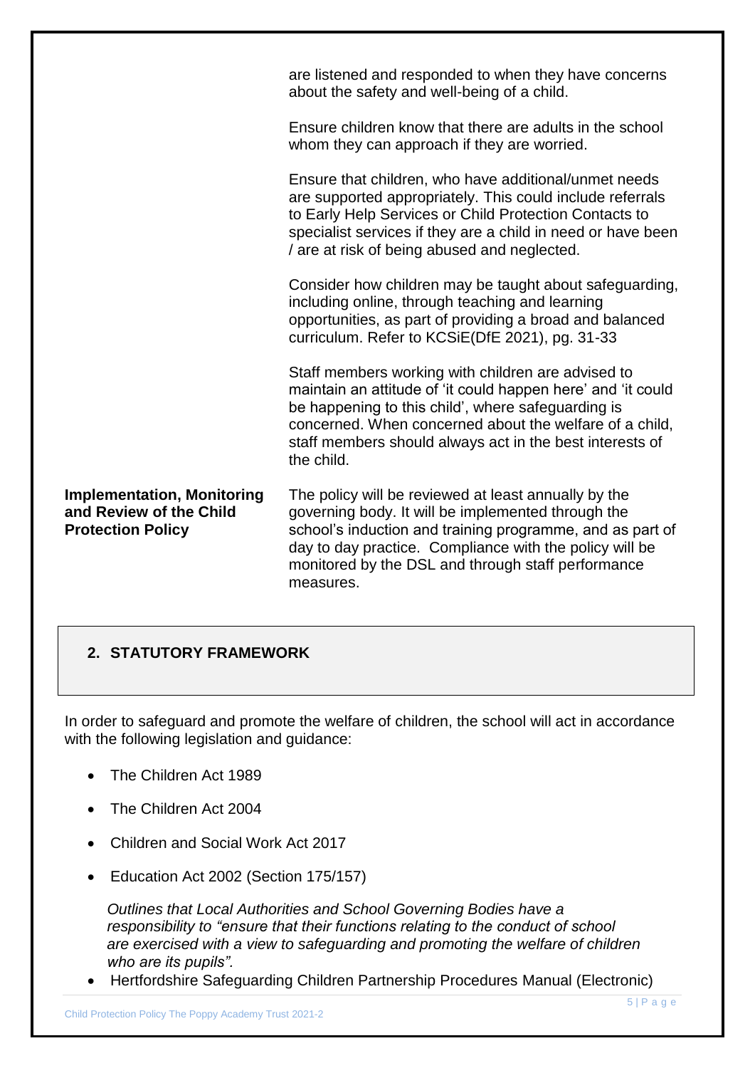are listened and responded to when they have concerns about the safety and well-being of a child.

Ensure children know that there are adults in the school whom they can approach if they are worried.

Ensure that children, who have additional/unmet needs are supported appropriately. This could include referrals to Early Help Services or Child Protection Contacts to specialist services if they are a child in need or have been / are at risk of being abused and neglected.

Consider how children may be taught about safeguarding, including online, through teaching and learning opportunities, as part of providing a broad and balanced curriculum. Refer to KCSiE(DfE 2021), pg. 31-33

Staff members working with children are advised to maintain an attitude of 'it could happen here' and 'it could be happening to this child', where safeguarding is concerned. When concerned about the welfare of a child, staff members should always act in the best interests of the child.

**Implementation, Monitoring and Review of the Child Protection Policy**

The policy will be reviewed at least annually by the governing body. It will be implemented through the school's induction and training programme, and as part of day to day practice. Compliance with the policy will be monitored by the DSL and through staff performance measures.

## 2. STATUTORY FRAMEWORK

In order to safeguard and promote the welfare of children, the school will act in accordance with the following legislation and guidance:

- The Children Act 1989
- The Children Act 2004
- Children and Social Work Act 2017
- Education Act 2002 (Section 175/157)

  *Outlines that Local Authorities and School Governing Bodies have a responsibility to "ensure that their functions relating to the conduct of school are exercised with a view to safeguarding and promoting the welfare of children who are its pupils".*
- Hertfordshire Safeguarding Children Partnership Procedures Manual (Electronic)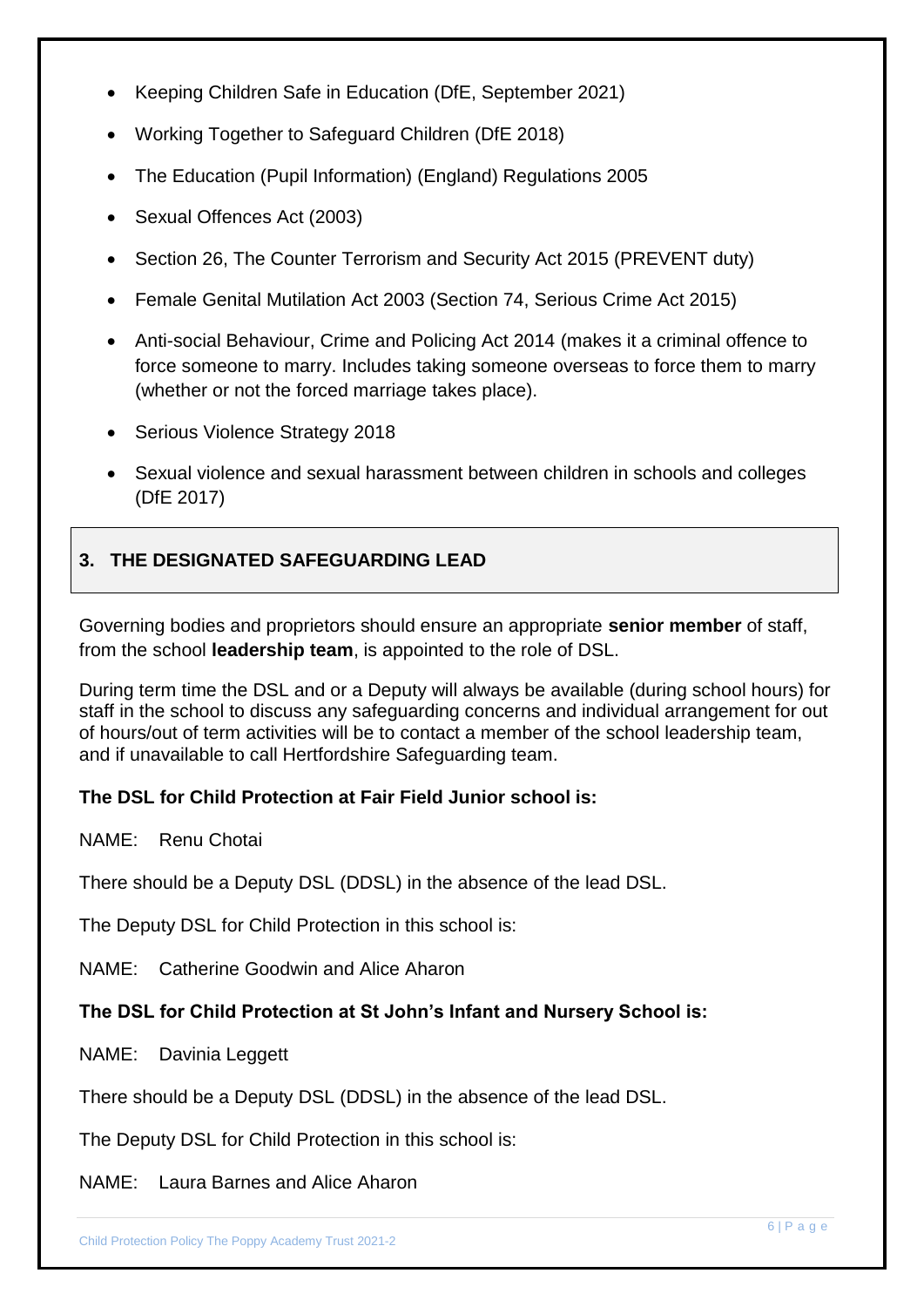- Keeping Children Safe in Education (DfE, September 2021)
- Working Together to Safeguard Children (DfE 2018)
- The Education (Pupil Information) (England) Regulations 2005
- Sexual Offences Act (2003)
- Section 26, The Counter Terrorism and Security Act 2015 (PREVENT duty)
- Female Genital Mutilation Act 2003 (Section 74, Serious Crime Act 2015)
- Anti-social Behaviour, Crime and Policing Act 2014 (makes it a criminal offence to force someone to marry. Includes taking someone overseas to force them to marry (whether or not the forced marriage takes place).
- Serious Violence Strategy 2018
- Sexual violence and sexual harassment between children in schools and colleges (DfE 2017)

## 3. THE DESIGNATED SAFEGUARDING LEAD

Governing bodies and proprietors should ensure an appropriate **senior member** of staff, from the school **leadership team**, is appointed to the role of DSL.

During term time the DSL and or a Deputy will always be available (during school hours) for staff in the school to discuss any safeguarding concerns and individual arrangement for out of hours/out of term activities will be to contact a member of the school leadership team, and if unavailable to call Hertfordshire Safeguarding team.

**The DSL for Child Protection at Fair Field Junior school is:**

NAME: Renu Chotai

There should be a Deputy DSL (DDSL) in the absence of the lead DSL.

The Deputy DSL for Child Protection in this school is:

NAME: Catherine Goodwin and Alice Aharon

**The DSL for Child Protection at St John's Infant and Nursery School is:**

NAME: Davinia Leggett

There should be a Deputy DSL (DDSL) in the absence of the lead DSL.

The Deputy DSL for Child Protection in this school is:

NAME: Laura Barnes and Alice Aharon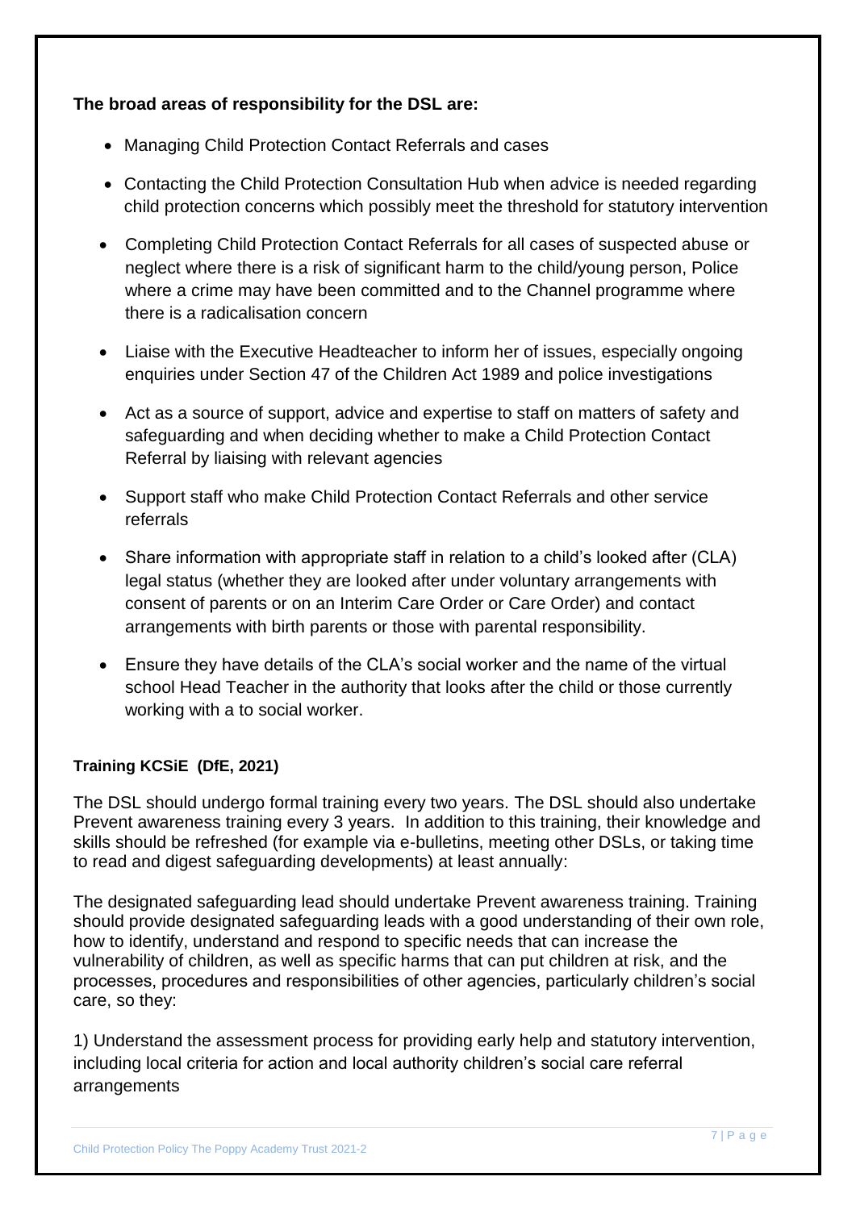**The broad areas of responsibility for the DSL are:**

- Managing Child Protection Contact Referrals and cases
- Contacting the Child Protection Consultation Hub when advice is needed regarding child protection concerns which possibly meet the threshold for statutory intervention
- Completing Child Protection Contact Referrals for all cases of suspected abuse or neglect where there is a risk of significant harm to the child/young person, Police where a crime may have been committed and to the Channel programme where there is a radicalisation concern
- Liaise with the Executive Headteacher to inform her of issues, especially ongoing enquiries under Section 47 of the Children Act 1989 and police investigations
- Act as a source of support, advice and expertise to staff on matters of safety and safeguarding and when deciding whether to make a Child Protection Contact Referral by liaising with relevant agencies
- Support staff who make Child Protection Contact Referrals and other service referrals
- Share information with appropriate staff in relation to a child's looked after (CLA) legal status (whether they are looked after under voluntary arrangements with consent of parents or on an Interim Care Order or Care Order) and contact arrangements with birth parents or those with parental responsibility.
- Ensure they have details of the CLA's social worker and the name of the virtual school Head Teacher in the authority that looks after the child or those currently working with a to social worker.

**Training KCSiE (DfE, 2021)**

The DSL should undergo formal training every two years. The DSL should also undertake Prevent awareness training every 3 years. In addition to this training, their knowledge and skills should be refreshed (for example via e-bulletins, meeting other DSLs, or taking time to read and digest safeguarding developments) at least annually:

The designated safeguarding lead should undertake Prevent awareness training. Training should provide designated safeguarding leads with a good understanding of their own role, how to identify, understand and respond to specific needs that can increase the vulnerability of children, as well as specific harms that can put children at risk, and the processes, procedures and responsibilities of other agencies, particularly children's social care, so they:

1) Understand the assessment process for providing early help and statutory intervention, including local criteria for action and local authority children's social care referral arrangements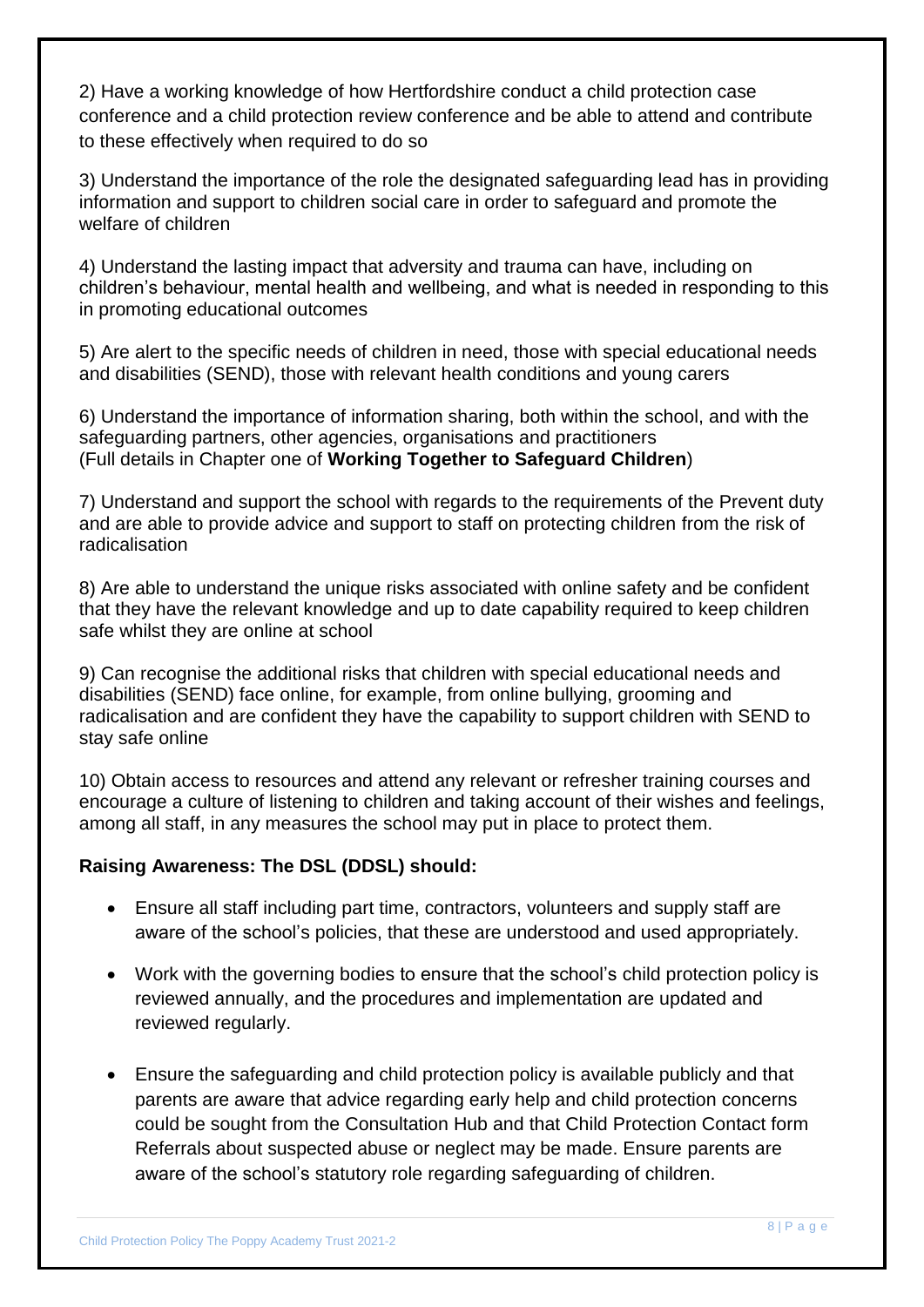2) Have a working knowledge of how Hertfordshire conduct a child protection case conference and a child protection review conference and be able to attend and contribute to these effectively when required to do so

3) Understand the importance of the role the designated safeguarding lead has in providing information and support to children social care in order to safeguard and promote the welfare of children

4) Understand the lasting impact that adversity and trauma can have, including on children's behaviour, mental health and wellbeing, and what is needed in responding to this in promoting educational outcomes

5) Are alert to the specific needs of children in need, those with special educational needs and disabilities (SEND), those with relevant health conditions and young carers

6) Understand the importance of information sharing, both within the school, and with the safeguarding partners, other agencies, organisations and practitioners (Full details in Chapter one of **Working Together to Safeguard Children**)

7) Understand and support the school with regards to the requirements of the Prevent duty and are able to provide advice and support to staff on protecting children from the risk of radicalisation

8) Are able to understand the unique risks associated with online safety and be confident that they have the relevant knowledge and up to date capability required to keep children safe whilst they are online at school

9) Can recognise the additional risks that children with special educational needs and disabilities (SEND) face online, for example, from online bullying, grooming and radicalisation and are confident they have the capability to support children with SEND to stay safe online

10) Obtain access to resources and attend any relevant or refresher training courses and encourage a culture of listening to children and taking account of their wishes and feelings, among all staff, in any measures the school may put in place to protect them.

**Raising Awareness: The DSL (DDSL) should:**

- Ensure all staff including part time, contractors, volunteers and supply staff are aware of the school's policies, that these are understood and used appropriately.
- Work with the governing bodies to ensure that the school's child protection policy is reviewed annually, and the procedures and implementation are updated and reviewed regularly.
- Ensure the safeguarding and child protection policy is available publicly and that parents are aware that advice regarding early help and child protection concerns could be sought from the Consultation Hub and that Child Protection Contact form Referrals about suspected abuse or neglect may be made. Ensure parents are aware of the school's statutory role regarding safeguarding of children.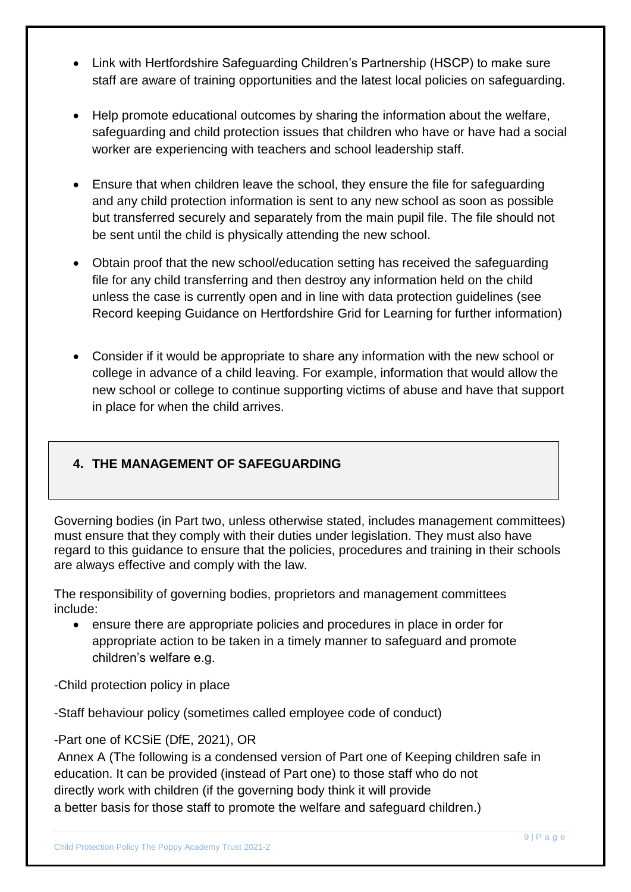- Link with Hertfordshire Safeguarding Children's Partnership (HSCP) to make sure staff are aware of training opportunities and the latest local policies on safeguarding.

- Help promote educational outcomes by sharing the information about the welfare, safeguarding and child protection issues that children who have or have had a social worker are experiencing with teachers and school leadership staff.

- Ensure that when children leave the school, they ensure the file for safeguarding and any child protection information is sent to any new school as soon as possible but transferred securely and separately from the main pupil file. The file should not be sent until the child is physically attending the new school.

- Obtain proof that the new school/education setting has received the safeguarding file for any child transferring and then destroy any information held on the child unless the case is currently open and in line with data protection guidelines (see Record keeping Guidance on Hertfordshire Grid for Learning for further information)

- Consider if it would be appropriate to share any information with the new school or college in advance of a child leaving. For example, information that would allow the new school or college to continue supporting victims of abuse and have that support in place for when the child arrives.

## 4. THE MANAGEMENT OF SAFEGUARDING

Governing bodies (in Part two, unless otherwise stated, includes management committees) must ensure that they comply with their duties under legislation. They must also have regard to this guidance to ensure that the policies, procedures and training in their schools are always effective and comply with the law.

The responsibility of governing bodies, proprietors and management committees include:

- ensure there are appropriate policies and procedures in place in order for appropriate action to be taken in a timely manner to safeguard and promote children's welfare e.g.

-Child protection policy in place

-Staff behaviour policy (sometimes called employee code of conduct)

-Part one of KCSiE (DfE, 2021), OR
Annex A (The following is a condensed version of Part one of Keeping children safe in education. It can be provided (instead of Part one) to those staff who do not directly work with children (if the governing body think it will provide a better basis for those staff to promote the welfare and safeguard children.)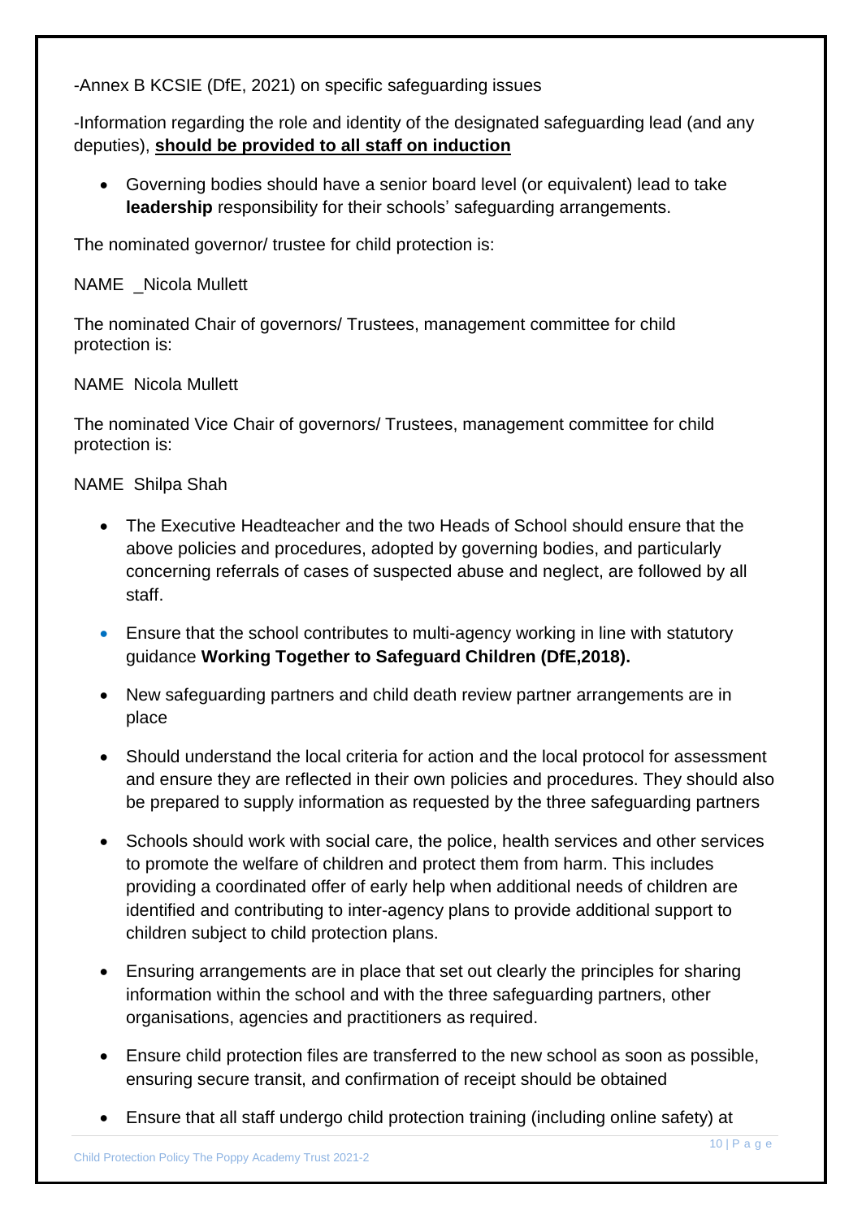-Annex B KCSIE (DfE, 2021) on specific safeguarding issues

-Information regarding the role and identity of the designated safeguarding lead (and any deputies), **should be provided to all staff on induction**

- Governing bodies should have a senior board level (or equivalent) lead to take **leadership** responsibility for their schools' safeguarding arrangements.

The nominated governor/ trustee for child protection is:

NAME _Nicola Mullett

The nominated Chair of governors/ Trustees, management committee for child protection is:

NAME Nicola Mullett

The nominated Vice Chair of governors/ Trustees, management committee for child protection is:

NAME Shilpa Shah

- The Executive Headteacher and the two Heads of School should ensure that the above policies and procedures, adopted by governing bodies, and particularly concerning referrals of cases of suspected abuse and neglect, are followed by all staff.
- Ensure that the school contributes to multi-agency working in line with statutory guidance **Working Together to Safeguard Children (DfE,2018).**
- New safeguarding partners and child death review partner arrangements are in place
- Should understand the local criteria for action and the local protocol for assessment and ensure they are reflected in their own policies and procedures. They should also be prepared to supply information as requested by the three safeguarding partners
- Schools should work with social care, the police, health services and other services to promote the welfare of children and protect them from harm. This includes providing a coordinated offer of early help when additional needs of children are identified and contributing to inter-agency plans to provide additional support to children subject to child protection plans.
- Ensuring arrangements are in place that set out clearly the principles for sharing information within the school and with the three safeguarding partners, other organisations, agencies and practitioners as required.
- Ensure child protection files are transferred to the new school as soon as possible, ensuring secure transit, and confirmation of receipt should be obtained
- Ensure that all staff undergo child protection training (including online safety) at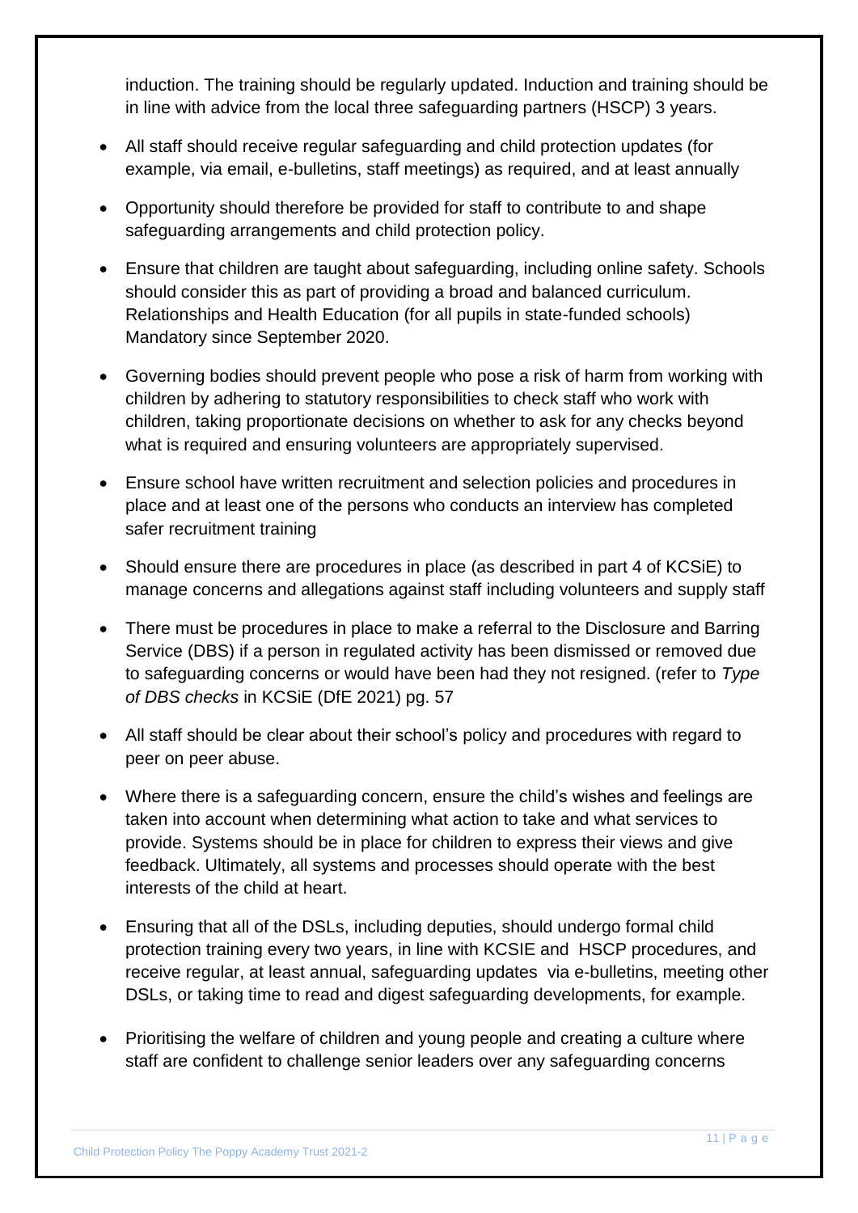induction. The training should be regularly updated. Induction and training should be in line with advice from the local three safeguarding partners (HSCP) 3 years.

- All staff should receive regular safeguarding and child protection updates (for example, via email, e-bulletins, staff meetings) as required, and at least annually
- Opportunity should therefore be provided for staff to contribute to and shape safeguarding arrangements and child protection policy.
- Ensure that children are taught about safeguarding, including online safety. Schools should consider this as part of providing a broad and balanced curriculum. Relationships and Health Education (for all pupils in state-funded schools) Mandatory since September 2020.
- Governing bodies should prevent people who pose a risk of harm from working with children by adhering to statutory responsibilities to check staff who work with children, taking proportionate decisions on whether to ask for any checks beyond what is required and ensuring volunteers are appropriately supervised.
- Ensure school have written recruitment and selection policies and procedures in place and at least one of the persons who conducts an interview has completed safer recruitment training
- Should ensure there are procedures in place (as described in part 4 of KCSiE) to manage concerns and allegations against staff including volunteers and supply staff
- There must be procedures in place to make a referral to the Disclosure and Barring Service (DBS) if a person in regulated activity has been dismissed or removed due to safeguarding concerns or would have been had they not resigned. (refer to *Type of DBS checks* in KCSiE (DfE 2021) pg. 57
- All staff should be clear about their school's policy and procedures with regard to peer on peer abuse.
- Where there is a safeguarding concern, ensure the child's wishes and feelings are taken into account when determining what action to take and what services to provide. Systems should be in place for children to express their views and give feedback. Ultimately, all systems and processes should operate with the best interests of the child at heart.
- Ensuring that all of the DSLs, including deputies, should undergo formal child protection training every two years, in line with KCSIE and HSCP procedures, and receive regular, at least annual, safeguarding updates via e-bulletins, meeting other DSLs, or taking time to read and digest safeguarding developments, for example.
- Prioritising the welfare of children and young people and creating a culture where staff are confident to challenge senior leaders over any safeguarding concerns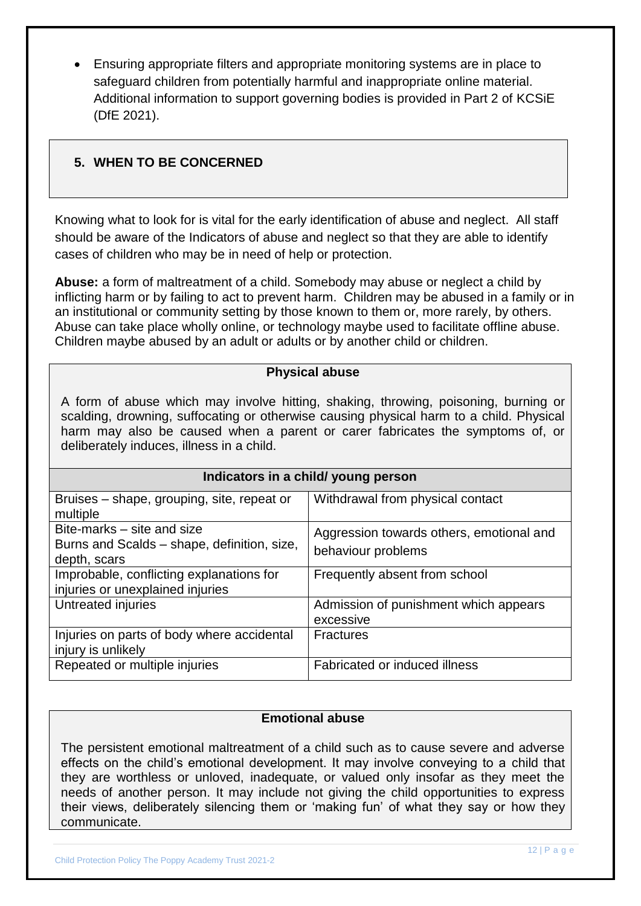- Ensuring appropriate filters and appropriate monitoring systems are in place to safeguard children from potentially harmful and inappropriate online material. Additional information to support governing bodies is provided in Part 2 of KCSiE (DfE 2021).

## 5. WHEN TO BE CONCERNED

Knowing what to look for is vital for the early identification of abuse and neglect. All staff should be aware of the Indicators of abuse and neglect so that they are able to identify cases of children who may be in need of help or protection.

**Abuse:** a form of maltreatment of a child. Somebody may abuse or neglect a child by inflicting harm or by failing to act to prevent harm. Children may be abused in a family or in an institutional or community setting by those known to them or, more rarely, by others. Abuse can take place wholly online, or technology maybe used to facilitate offline abuse. Children maybe abused by an adult or adults or by another child or children.

### Physical abuse

A form of abuse which may involve hitting, shaking, throwing, poisoning, burning or scalding, drowning, suffocating or otherwise causing physical harm to a child. Physical harm may also be caused when a parent or carer fabricates the symptoms of, or deliberately induces, illness in a child.

| Indicators in a child/ young person | |
|---|---|
| Bruises – shape, grouping, site, repeat or multiple | Withdrawal from physical contact |
| Bite-marks – site and size<br>Burns and Scalds – shape, definition, size, depth, scars | Aggression towards others, emotional and behaviour problems |
| Improbable, conflicting explanations for injuries or unexplained injuries | Frequently absent from school |
| Untreated injuries | Admission of punishment which appears excessive |
| Injuries on parts of body where accidental injury is unlikely | Fractures |
| Repeated or multiple injuries | Fabricated or induced illness |

### Emotional abuse

The persistent emotional maltreatment of a child such as to cause severe and adverse effects on the child's emotional development. It may involve conveying to a child that they are worthless or unloved, inadequate, or valued only insofar as they meet the needs of another person. It may include not giving the child opportunities to express their views, deliberately silencing them or 'making fun' of what they say or how they communicate.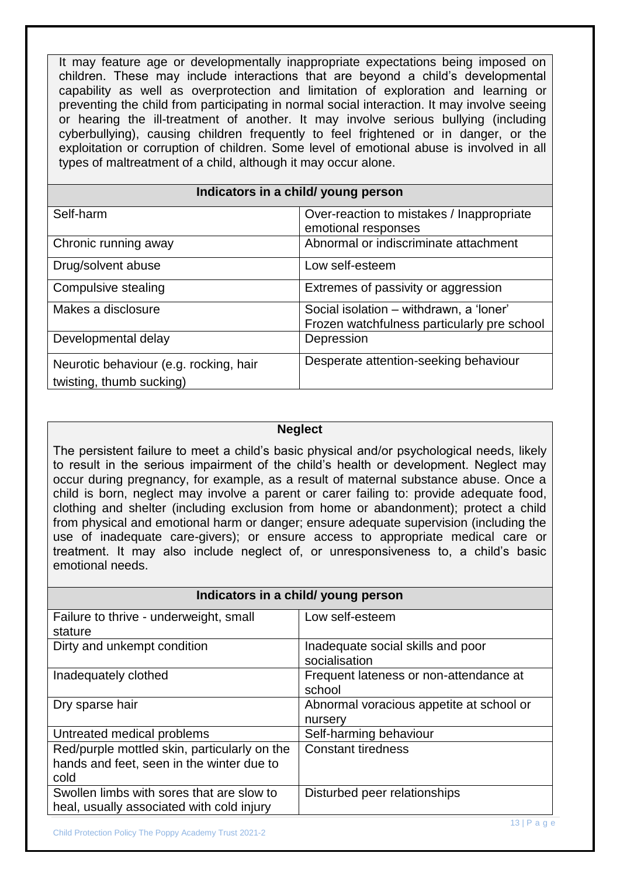It may feature age or developmentally inappropriate expectations being imposed on children. These may include interactions that are beyond a child's developmental capability as well as overprotection and limitation of exploration and learning or preventing the child from participating in normal social interaction. It may involve seeing or hearing the ill-treatment of another. It may involve serious bullying (including cyberbullying), causing children frequently to feel frightened or in danger, or the exploitation or corruption of children. Some level of emotional abuse is involved in all types of maltreatment of a child, although it may occur alone.

| Indicators in a child/ young person | |
|---|---|
| Self-harm | Over-reaction to mistakes / Inappropriate emotional responses |
| Chronic running away | Abnormal or indiscriminate attachment |
| Drug/solvent abuse | Low self-esteem |
| Compulsive stealing | Extremes of passivity or aggression |
| Makes a disclosure | Social isolation – withdrawn, a 'loner' Frozen watchfulness particularly pre school |
| Developmental delay | Depression |
| Neurotic behaviour (e.g. rocking, hair twisting, thumb sucking) | Desperate attention-seeking behaviour |

**Neglect**

The persistent failure to meet a child's basic physical and/or psychological needs, likely to result in the serious impairment of the child's health or development. Neglect may occur during pregnancy, for example, as a result of maternal substance abuse. Once a child is born, neglect may involve a parent or carer failing to: provide adequate food, clothing and shelter (including exclusion from home or abandonment); protect a child from physical and emotional harm or danger; ensure adequate supervision (including the use of inadequate care-givers); or ensure access to appropriate medical care or treatment. It may also include neglect of, or unresponsiveness to, a child's basic emotional needs.

| Indicators in a child/ young person | |
|---|---|
| Failure to thrive - underweight, small stature | Low self-esteem |
| Dirty and unkempt condition | Inadequate social skills and poor socialisation |
| Inadequately clothed | Frequent lateness or non-attendance at school |
| Dry sparse hair | Abnormal voracious appetite at school or nursery |
| Untreated medical problems | Self-harming behaviour |
| Red/purple mottled skin, particularly on the hands and feet, seen in the winter due to cold | Constant tiredness |
| Swollen limbs with sores that are slow to heal, usually associated with cold injury | Disturbed peer relationships |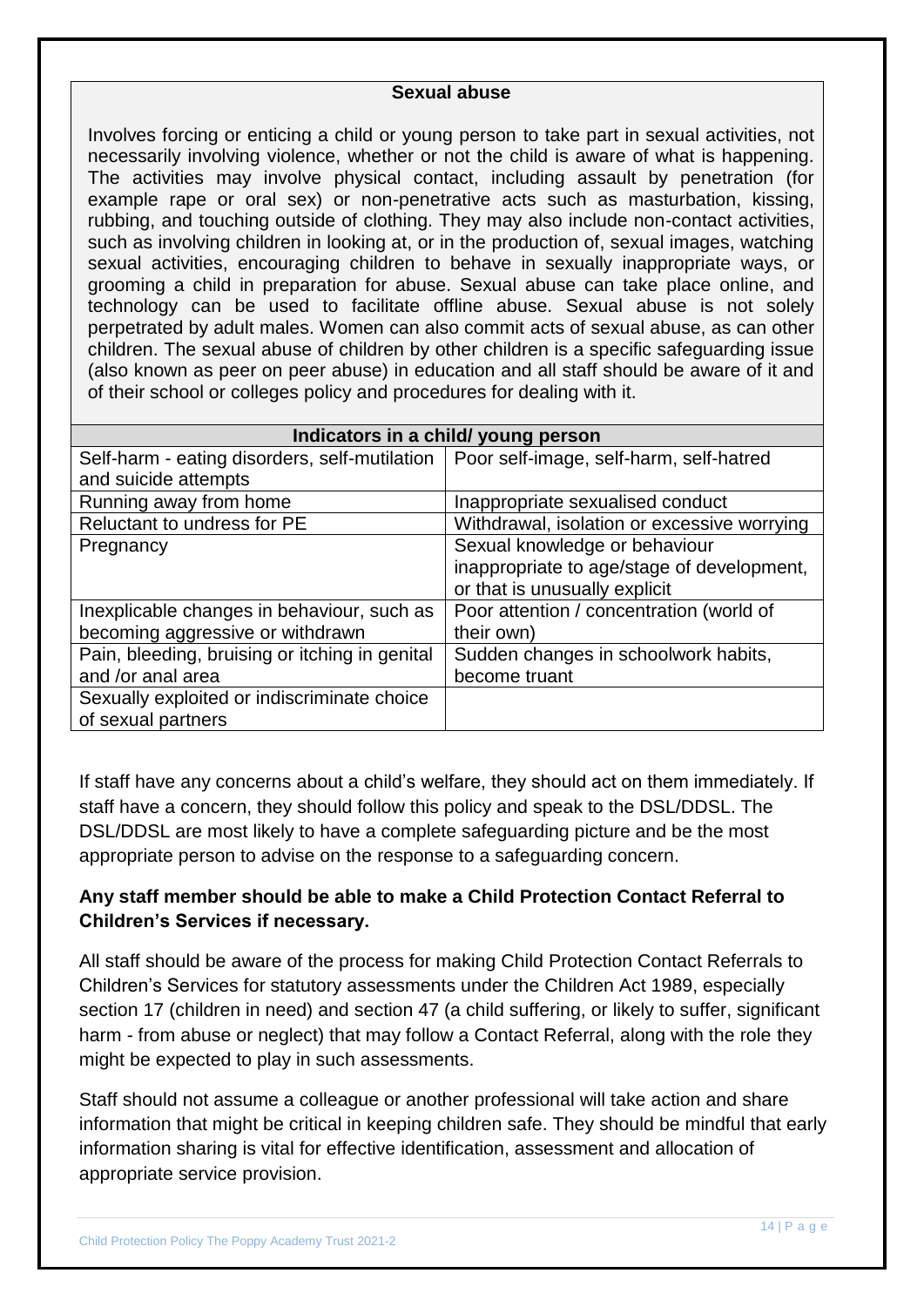**Sexual abuse**

Involves forcing or enticing a child or young person to take part in sexual activities, not necessarily involving violence, whether or not the child is aware of what is happening. The activities may involve physical contact, including assault by penetration (for example rape or oral sex) or non-penetrative acts such as masturbation, kissing, rubbing, and touching outside of clothing. They may also include non-contact activities, such as involving children in looking at, or in the production of, sexual images, watching sexual activities, encouraging children to behave in sexually inappropriate ways, or grooming a child in preparation for abuse. Sexual abuse can take place online, and technology can be used to facilitate offline abuse. Sexual abuse is not solely perpetrated by adult males. Women can also commit acts of sexual abuse, as can other children. The sexual abuse of children by other children is a specific safeguarding issue (also known as peer on peer abuse) in education and all staff should be aware of it and of their school or colleges policy and procedures for dealing with it.

| Indicators in a child/ young person | |
|---|---|
| Self-harm - eating disorders, self-mutilation and suicide attempts | Poor self-image, self-harm, self-hatred |
| Running away from home | Inappropriate sexualised conduct |
| Reluctant to undress for PE | Withdrawal, isolation or excessive worrying |
| Pregnancy | Sexual knowledge or behaviour inappropriate to age/stage of development, or that is unusually explicit |
| Inexplicable changes in behaviour, such as becoming aggressive or withdrawn | Poor attention / concentration (world of their own) |
| Pain, bleeding, bruising or itching in genital and /or anal area | Sudden changes in schoolwork habits, become truant |
| Sexually exploited or indiscriminate choice of sexual partners | |

If staff have any concerns about a child's welfare, they should act on them immediately. If staff have a concern, they should follow this policy and speak to the DSL/DDSL. The DSL/DDSL are most likely to have a complete safeguarding picture and be the most appropriate person to advise on the response to a safeguarding concern.

**Any staff member should be able to make a Child Protection Contact Referral to Children's Services if necessary.**

All staff should be aware of the process for making Child Protection Contact Referrals to Children's Services for statutory assessments under the Children Act 1989, especially section 17 (children in need) and section 47 (a child suffering, or likely to suffer, significant harm - from abuse or neglect) that may follow a Contact Referral, along with the role they might be expected to play in such assessments.

Staff should not assume a colleague or another professional will take action and share information that might be critical in keeping children safe. They should be mindful that early information sharing is vital for effective identification, assessment and allocation of appropriate service provision.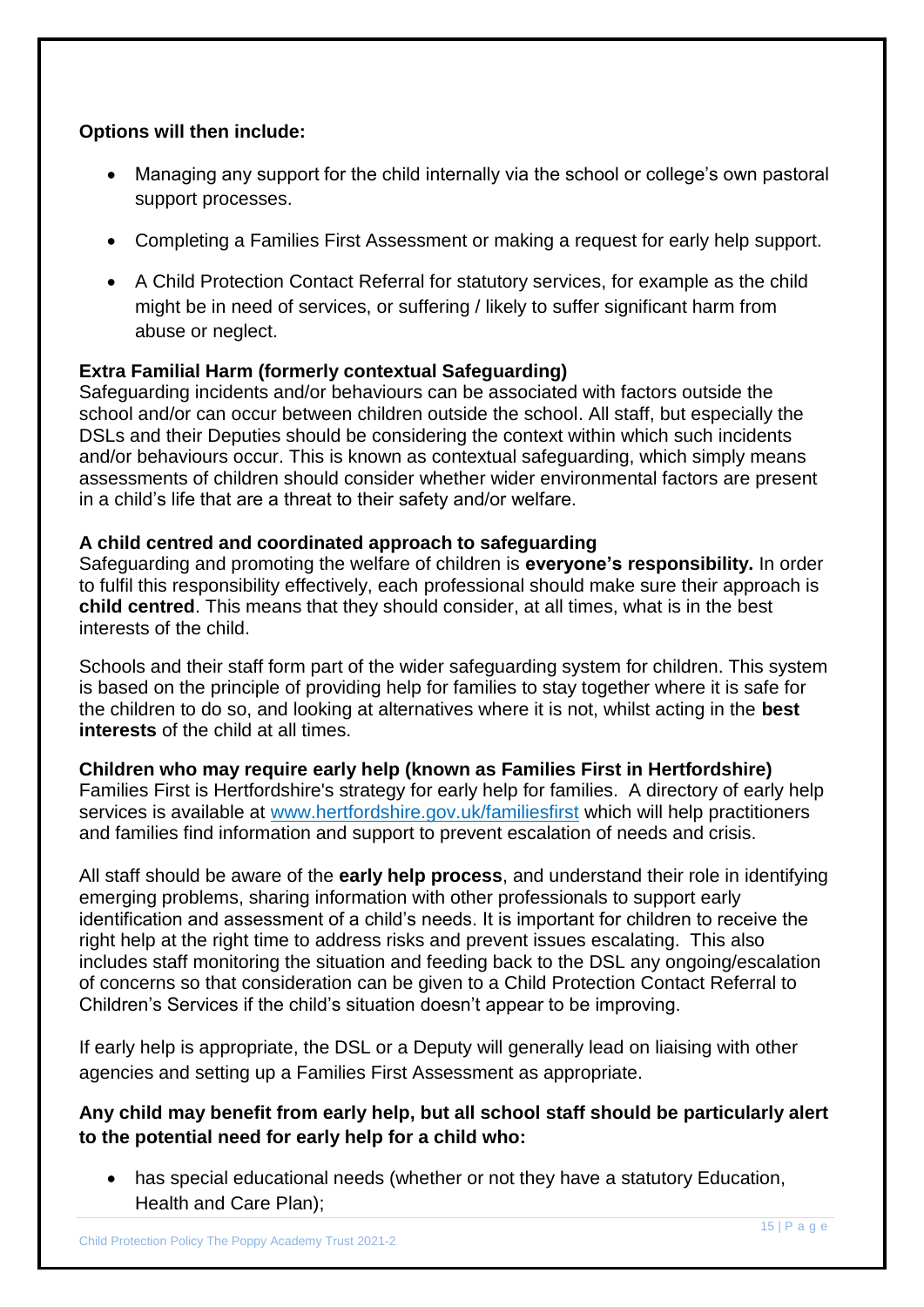**Options will then include:**

- Managing any support for the child internally via the school or college's own pastoral support processes.
- Completing a Families First Assessment or making a request for early help support.
- A Child Protection Contact Referral for statutory services, for example as the child might be in need of services, or suffering / likely to suffer significant harm from abuse or neglect.

**Extra Familial Harm (formerly contextual Safeguarding)**
Safeguarding incidents and/or behaviours can be associated with factors outside the school and/or can occur between children outside the school. All staff, but especially the DSLs and their Deputies should be considering the context within which such incidents and/or behaviours occur. This is known as contextual safeguarding, which simply means assessments of children should consider whether wider environmental factors are present in a child's life that are a threat to their safety and/or welfare.

**A child centred and coordinated approach to safeguarding**
Safeguarding and promoting the welfare of children is **everyone's responsibility.** In order to fulfil this responsibility effectively, each professional should make sure their approach is **child centred**. This means that they should consider, at all times, what is in the best interests of the child.

Schools and their staff form part of the wider safeguarding system for children. This system is based on the principle of providing help for families to stay together where it is safe for the children to do so, and looking at alternatives where it is not, whilst acting in the **best interests** of the child at all times.

**Children who may require early help (known as Families First in Hertfordshire)**
Families First is Hertfordshire's strategy for early help for families. A directory of early help services is available at [www.hertfordshire.gov.uk/familiesfirst](http://www.hertfordshire.gov.uk/familiesfirst) which will help practitioners and families find information and support to prevent escalation of needs and crisis.

All staff should be aware of the **early help process**, and understand their role in identifying emerging problems, sharing information with other professionals to support early identification and assessment of a child's needs. It is important for children to receive the right help at the right time to address risks and prevent issues escalating. This also includes staff monitoring the situation and feeding back to the DSL any ongoing/escalation of concerns so that consideration can be given to a Child Protection Contact Referral to Children's Services if the child's situation doesn't appear to be improving.

If early help is appropriate, the DSL or a Deputy will generally lead on liaising with other agencies and setting up a Families First Assessment as appropriate.

**Any child may benefit from early help, but all school staff should be particularly alert to the potential need for early help for a child who:**

- has special educational needs (whether or not they have a statutory Education, Health and Care Plan);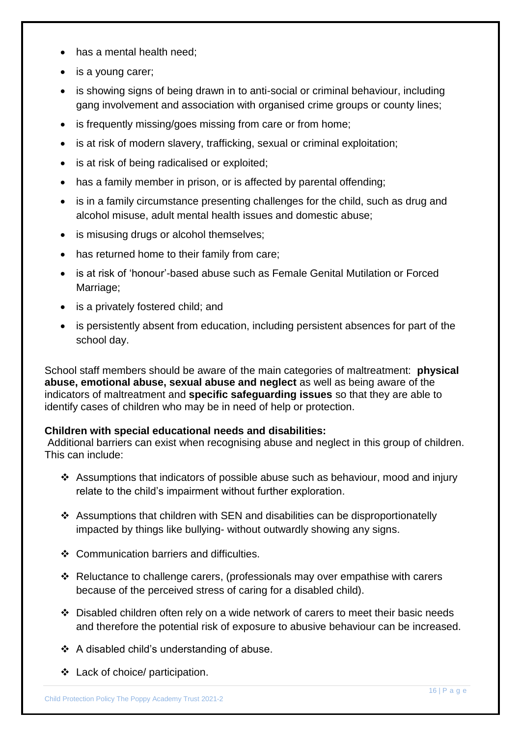- has a mental health need;
- is a young carer;
- is showing signs of being drawn in to anti-social or criminal behaviour, including gang involvement and association with organised crime groups or county lines;
- is frequently missing/goes missing from care or from home;
- is at risk of modern slavery, trafficking, sexual or criminal exploitation;
- is at risk of being radicalised or exploited;
- has a family member in prison, or is affected by parental offending;
- is in a family circumstance presenting challenges for the child, such as drug and alcohol misuse, adult mental health issues and domestic abuse;
- is misusing drugs or alcohol themselves;
- has returned home to their family from care;
- is at risk of 'honour'-based abuse such as Female Genital Mutilation or Forced Marriage;
- is a privately fostered child; and
- is persistently absent from education, including persistent absences for part of the school day.

School staff members should be aware of the main categories of maltreatment: **physical abuse, emotional abuse, sexual abuse and neglect** as well as being aware of the indicators of maltreatment and **specific safeguarding issues** so that they are able to identify cases of children who may be in need of help or protection.

**Children with special educational needs and disabilities:**
Additional barriers can exist when recognising abuse and neglect in this group of children. This can include:

- Assumptions that indicators of possible abuse such as behaviour, mood and injury relate to the child's impairment without further exploration.
- Assumptions that children with SEN and disabilities can be disproportionatelly impacted by things like bullying- without outwardly showing any signs.
- Communication barriers and difficulties.
- Reluctance to challenge carers, (professionals may over empathise with carers because of the perceived stress of caring for a disabled child).
- Disabled children often rely on a wide network of carers to meet their basic needs and therefore the potential risk of exposure to abusive behaviour can be increased.
- A disabled child's understanding of abuse.
- Lack of choice/ participation.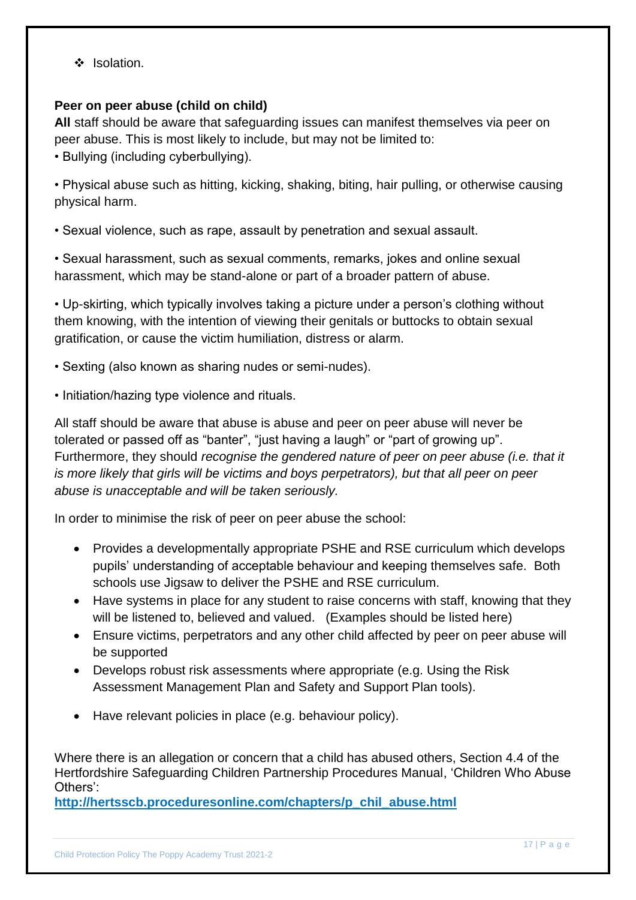- ❖ Isolation.

**Peer on peer abuse (child on child)**

**All** staff should be aware that safeguarding issues can manifest themselves via peer on peer abuse. This is most likely to include, but may not be limited to:

• Bullying (including cyberbullying).

• Physical abuse such as hitting, kicking, shaking, biting, hair pulling, or otherwise causing physical harm.

• Sexual violence, such as rape, assault by penetration and sexual assault.

• Sexual harassment, such as sexual comments, remarks, jokes and online sexual harassment, which may be stand-alone or part of a broader pattern of abuse.

• Up-skirting, which typically involves taking a picture under a person's clothing without them knowing, with the intention of viewing their genitals or buttocks to obtain sexual gratification, or cause the victim humiliation, distress or alarm.

• Sexting (also known as sharing nudes or semi-nudes).

• Initiation/hazing type violence and rituals.

All staff should be aware that abuse is abuse and peer on peer abuse will never be tolerated or passed off as "banter", "just having a laugh" or "part of growing up". Furthermore, they should *recognise the gendered nature of peer on peer abuse (i.e. that it is more likely that girls will be victims and boys perpetrators), but that all peer on peer abuse is unacceptable and will be taken seriously.*

In order to minimise the risk of peer on peer abuse the school:

- Provides a developmentally appropriate PSHE and RSE curriculum which develops pupils' understanding of acceptable behaviour and keeping themselves safe. Both schools use Jigsaw to deliver the PSHE and RSE curriculum.
- Have systems in place for any student to raise concerns with staff, knowing that they will be listened to, believed and valued. (Examples should be listed here)
- Ensure victims, perpetrators and any other child affected by peer on peer abuse will be supported
- Develops robust risk assessments where appropriate (e.g. Using the Risk Assessment Management Plan and Safety and Support Plan tools).
- Have relevant policies in place (e.g. behaviour policy).

Where there is an allegation or concern that a child has abused others, Section 4.4 of the Hertfordshire Safeguarding Children Partnership Procedures Manual, 'Children Who Abuse Others':

**http://hertsscb.proceduresonline.com/chapters/p_chil_abuse.html**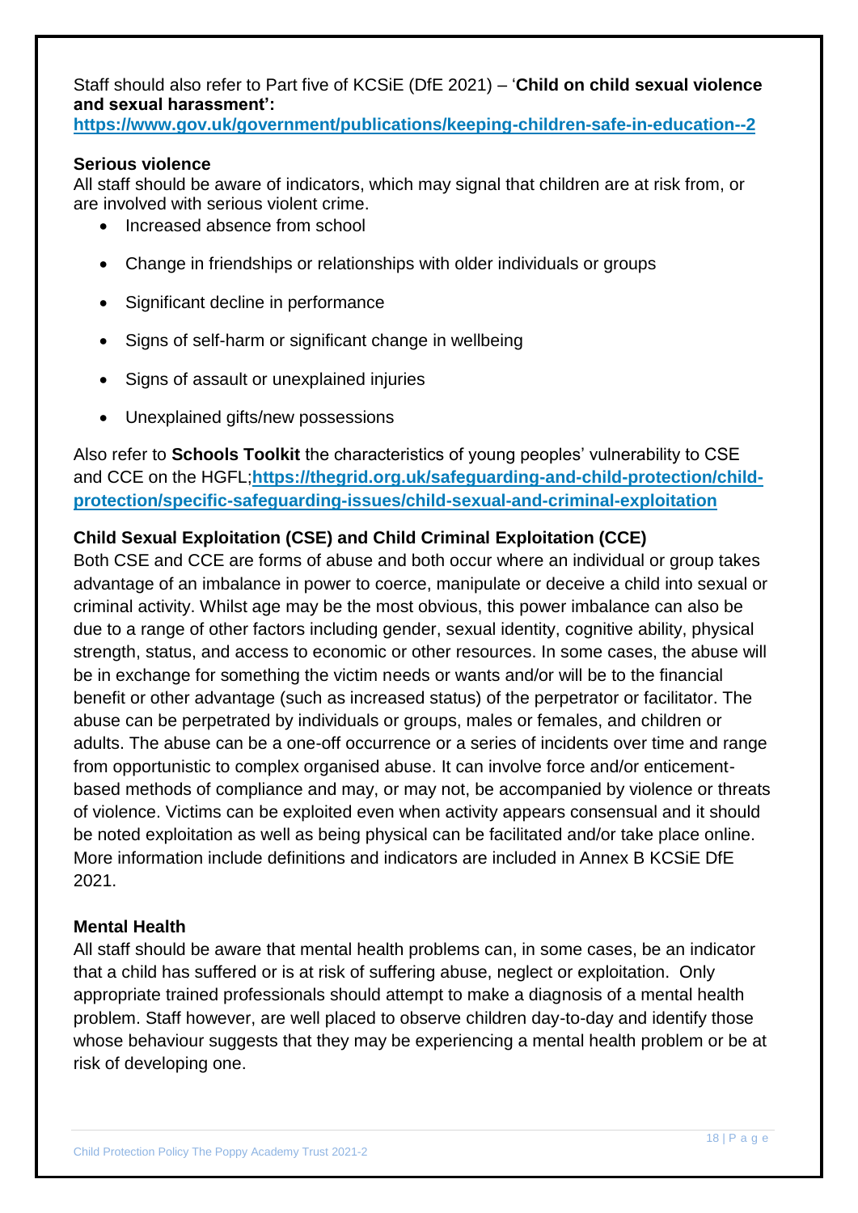Staff should also refer to Part five of KCSiE (DfE 2021) – '**Child on child sexual violence and sexual harassment':**
**https://www.gov.uk/government/publications/keeping-children-safe-in-education--2**

**Serious violence**
All staff should be aware of indicators, which may signal that children are at risk from, or are involved with serious violent crime.

- Increased absence from school
- Change in friendships or relationships with older individuals or groups
- Significant decline in performance
- Signs of self-harm or significant change in wellbeing
- Signs of assault or unexplained injuries
- Unexplained gifts/new possessions

Also refer to **Schools Toolkit** the characteristics of young peoples' vulnerability to CSE and CCE on the HGFL;**https://thegrid.org.uk/safeguarding-and-child-protection/child-protection/specific-safeguarding-issues/child-sexual-and-criminal-exploitation**

**Child Sexual Exploitation (CSE) and Child Criminal Exploitation (CCE)**
Both CSE and CCE are forms of abuse and both occur where an individual or group takes advantage of an imbalance in power to coerce, manipulate or deceive a child into sexual or criminal activity. Whilst age may be the most obvious, this power imbalance can also be due to a range of other factors including gender, sexual identity, cognitive ability, physical strength, status, and access to economic or other resources. In some cases, the abuse will be in exchange for something the victim needs or wants and/or will be to the financial benefit or other advantage (such as increased status) of the perpetrator or facilitator. The abuse can be perpetrated by individuals or groups, males or females, and children or adults. The abuse can be a one-off occurrence or a series of incidents over time and range from opportunistic to complex organised abuse. It can involve force and/or enticement-based methods of compliance and may, or may not, be accompanied by violence or threats of violence. Victims can be exploited even when activity appears consensual and it should be noted exploitation as well as being physical can be facilitated and/or take place online. More information include definitions and indicators are included in Annex B KCSiE DfE 2021.

**Mental Health**
All staff should be aware that mental health problems can, in some cases, be an indicator that a child has suffered or is at risk of suffering abuse, neglect or exploitation. Only appropriate trained professionals should attempt to make a diagnosis of a mental health problem. Staff however, are well placed to observe children day-to-day and identify those whose behaviour suggests that they may be experiencing a mental health problem or be at risk of developing one.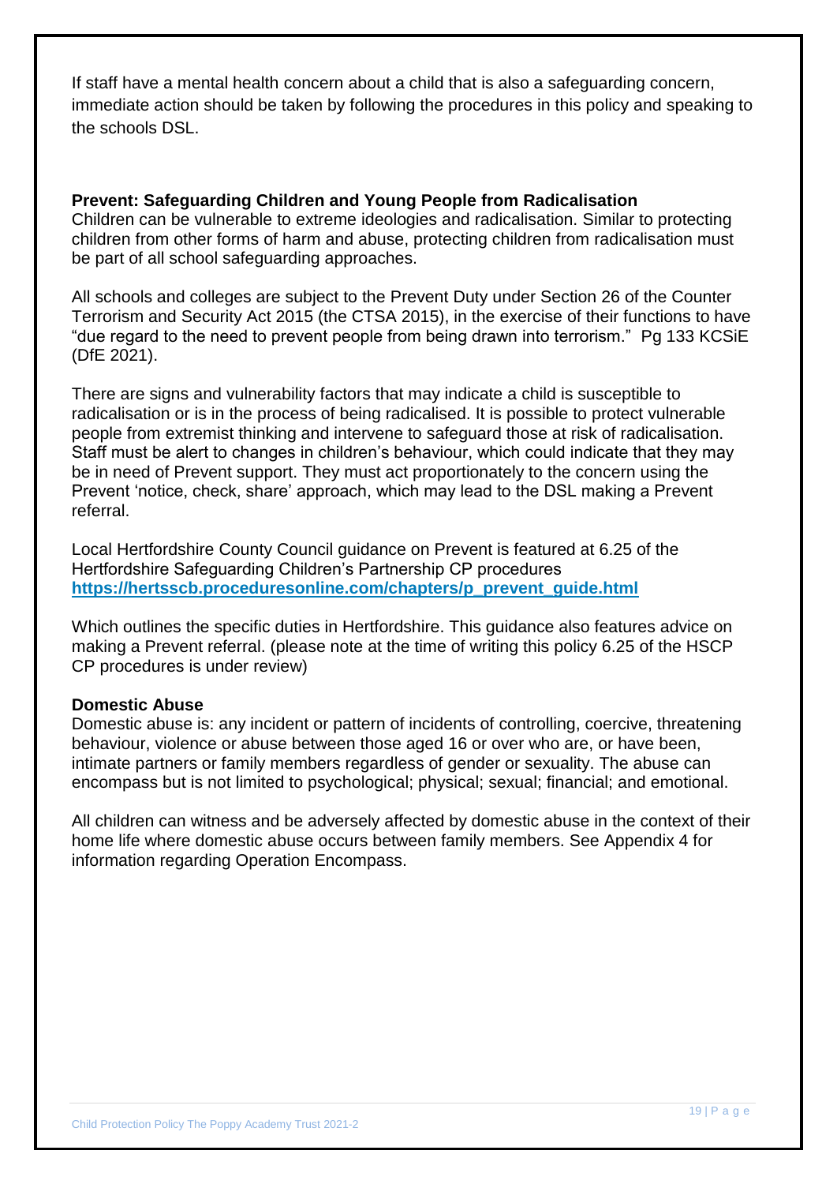If staff have a mental health concern about a child that is also a safeguarding concern, immediate action should be taken by following the procedures in this policy and speaking to the schools DSL.

**Prevent: Safeguarding Children and Young People from Radicalisation**

Children can be vulnerable to extreme ideologies and radicalisation. Similar to protecting children from other forms of harm and abuse, protecting children from radicalisation must be part of all school safeguarding approaches.

All schools and colleges are subject to the Prevent Duty under Section 26 of the Counter Terrorism and Security Act 2015 (the CTSA 2015), in the exercise of their functions to have "due regard to the need to prevent people from being drawn into terrorism." Pg 133 KCSiE (DfE 2021).

There are signs and vulnerability factors that may indicate a child is susceptible to radicalisation or is in the process of being radicalised. It is possible to protect vulnerable people from extremist thinking and intervene to safeguard those at risk of radicalisation. Staff must be alert to changes in children's behaviour, which could indicate that they may be in need of Prevent support. They must act proportionately to the concern using the Prevent 'notice, check, share' approach, which may lead to the DSL making a Prevent referral.

Local Hertfordshire County Council guidance on Prevent is featured at 6.25 of the Hertfordshire Safeguarding Children's Partnership CP procedures [https://hertsscb.proceduresonline.com/chapters/p_prevent_guide.html](https://hertsscb.proceduresonline.com/chapters/p_prevent_guide.html)

Which outlines the specific duties in Hertfordshire. This guidance also features advice on making a Prevent referral. (please note at the time of writing this policy 6.25 of the HSCP CP procedures is under review)

**Domestic Abuse**

Domestic abuse is: any incident or pattern of incidents of controlling, coercive, threatening behaviour, violence or abuse between those aged 16 or over who are, or have been, intimate partners or family members regardless of gender or sexuality. The abuse can encompass but is not limited to psychological; physical; sexual; financial; and emotional.

All children can witness and be adversely affected by domestic abuse in the context of their home life where domestic abuse occurs between family members. See Appendix 4 for information regarding Operation Encompass.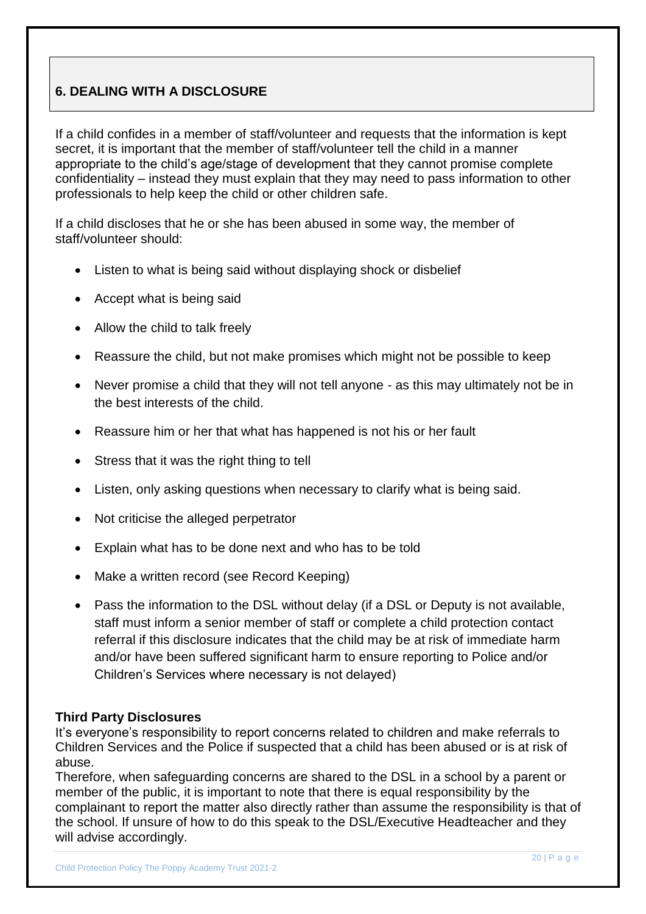## 6. DEALING WITH A DISCLOSURE

If a child confides in a member of staff/volunteer and requests that the information is kept secret, it is important that the member of staff/volunteer tell the child in a manner appropriate to the child's age/stage of development that they cannot promise complete confidentiality – instead they must explain that they may need to pass information to other professionals to help keep the child or other children safe.

If a child discloses that he or she has been abused in some way, the member of staff/volunteer should:

- Listen to what is being said without displaying shock or disbelief
- Accept what is being said
- Allow the child to talk freely
- Reassure the child, but not make promises which might not be possible to keep
- Never promise a child that they will not tell anyone - as this may ultimately not be in the best interests of the child.
- Reassure him or her that what has happened is not his or her fault
- Stress that it was the right thing to tell
- Listen, only asking questions when necessary to clarify what is being said.
- Not criticise the alleged perpetrator
- Explain what has to be done next and who has to be told
- Make a written record (see Record Keeping)
- Pass the information to the DSL without delay (if a DSL or Deputy is not available, staff must inform a senior member of staff or complete a child protection contact referral if this disclosure indicates that the child may be at risk of immediate harm and/or have been suffered significant harm to ensure reporting to Police and/or Children's Services where necessary is not delayed)

**Third Party Disclosures**
It's everyone's responsibility to report concerns related to children and make referrals to Children Services and the Police if suspected that a child has been abused or is at risk of abuse.
Therefore, when safeguarding concerns are shared to the DSL in a school by a parent or member of the public, it is important to note that there is equal responsibility by the complainant to report the matter also directly rather than assume the responsibility is that of the school. If unsure of how to do this speak to the DSL/Executive Headteacher and they will advise accordingly.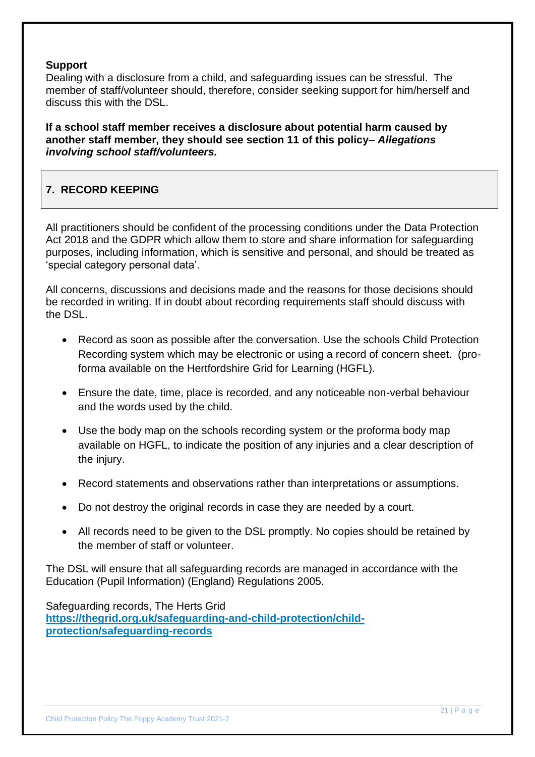**Support**
Dealing with a disclosure from a child, and safeguarding issues can be stressful. The member of staff/volunteer should, therefore, consider seeking support for him/herself and discuss this with the DSL.

**If a school staff member receives a disclosure about potential harm caused by another staff member, they should see section 11 of this policy– *Allegations involving school staff/volunteers.***

## 7. RECORD KEEPING

All practitioners should be confident of the processing conditions under the Data Protection Act 2018 and the GDPR which allow them to store and share information for safeguarding purposes, including information, which is sensitive and personal, and should be treated as 'special category personal data'.

All concerns, discussions and decisions made and the reasons for those decisions should be recorded in writing. If in doubt about recording requirements staff should discuss with the DSL.

- Record as soon as possible after the conversation. Use the schools Child Protection Recording system which may be electronic or using a record of concern sheet. (pro-forma available on the Hertfordshire Grid for Learning (HGFL).
- Ensure the date, time, place is recorded, and any noticeable non-verbal behaviour and the words used by the child.
- Use the body map on the schools recording system or the proforma body map available on HGFL, to indicate the position of any injuries and a clear description of the injury.
- Record statements and observations rather than interpretations or assumptions.
- Do not destroy the original records in case they are needed by a court.
- All records need to be given to the DSL promptly. No copies should be retained by the member of staff or volunteer.

The DSL will ensure that all safeguarding records are managed in accordance with the Education (Pupil Information) (England) Regulations 2005.

Safeguarding records, The Herts Grid
**https://thegrid.org.uk/safeguarding-and-child-protection/child-protection/safeguarding-records**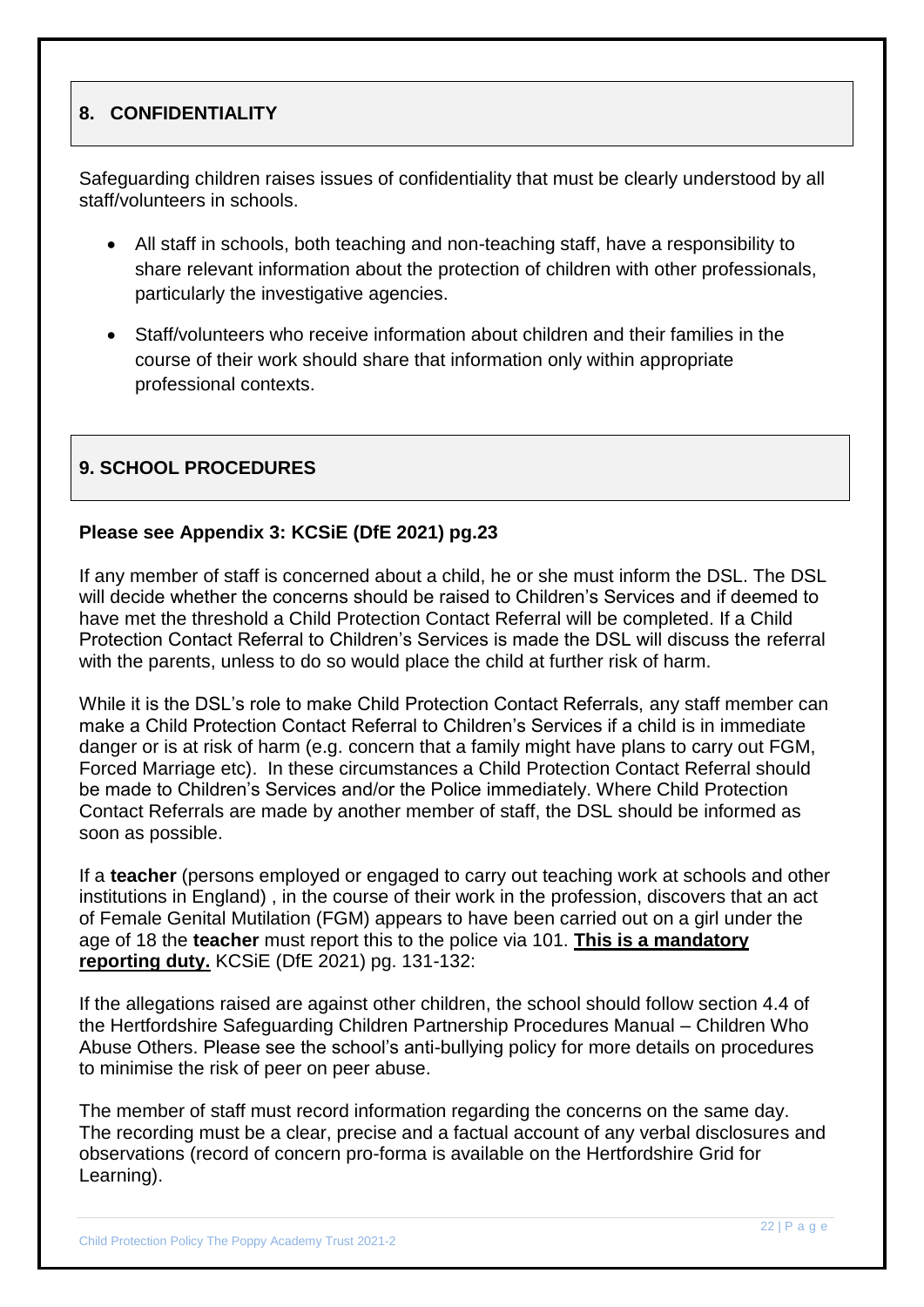## 8. CONFIDENTIALITY

Safeguarding children raises issues of confidentiality that must be clearly understood by all staff/volunteers in schools.

- All staff in schools, both teaching and non-teaching staff, have a responsibility to share relevant information about the protection of children with other professionals, particularly the investigative agencies.
- Staff/volunteers who receive information about children and their families in the course of their work should share that information only within appropriate professional contexts.

## 9. SCHOOL PROCEDURES

**Please see Appendix 3: KCSiE (DfE 2021) pg.23**

If any member of staff is concerned about a child, he or she must inform the DSL. The DSL will decide whether the concerns should be raised to Children's Services and if deemed to have met the threshold a Child Protection Contact Referral will be completed. If a Child Protection Contact Referral to Children's Services is made the DSL will discuss the referral with the parents, unless to do so would place the child at further risk of harm.

While it is the DSL's role to make Child Protection Contact Referrals, any staff member can make a Child Protection Contact Referral to Children's Services if a child is in immediate danger or is at risk of harm (e.g. concern that a family might have plans to carry out FGM, Forced Marriage etc). In these circumstances a Child Protection Contact Referral should be made to Children's Services and/or the Police immediately. Where Child Protection Contact Referrals are made by another member of staff, the DSL should be informed as soon as possible.

If a **teacher** (persons employed or engaged to carry out teaching work at schools and other institutions in England) , in the course of their work in the profession, discovers that an act of Female Genital Mutilation (FGM) appears to have been carried out on a girl under the age of 18 the **teacher** must report this to the police via 101. **<u>This is a mandatory reporting duty.</u>** KCSiE (DfE 2021) pg. 131-132:

If the allegations raised are against other children, the school should follow section 4.4 of the Hertfordshire Safeguarding Children Partnership Procedures Manual – Children Who Abuse Others. Please see the school's anti-bullying policy for more details on procedures to minimise the risk of peer on peer abuse.

The member of staff must record information regarding the concerns on the same day. The recording must be a clear, precise and a factual account of any verbal disclosures and observations (record of concern pro-forma is available on the Hertfordshire Grid for Learning).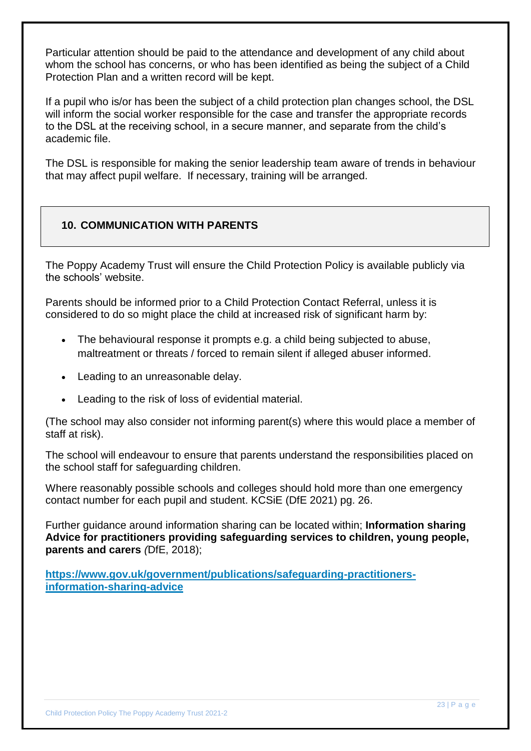Particular attention should be paid to the attendance and development of any child about whom the school has concerns, or who has been identified as being the subject of a Child Protection Plan and a written record will be kept.

If a pupil who is/or has been the subject of a child protection plan changes school, the DSL will inform the social worker responsible for the case and transfer the appropriate records to the DSL at the receiving school, in a secure manner, and separate from the child's academic file.

The DSL is responsible for making the senior leadership team aware of trends in behaviour that may affect pupil welfare. If necessary, training will be arranged.

## 10. COMMUNICATION WITH PARENTS

The Poppy Academy Trust will ensure the Child Protection Policy is available publicly via the schools' website.

Parents should be informed prior to a Child Protection Contact Referral, unless it is considered to do so might place the child at increased risk of significant harm by:

- The behavioural response it prompts e.g. a child being subjected to abuse, maltreatment or threats / forced to remain silent if alleged abuser informed.
- Leading to an unreasonable delay.
- Leading to the risk of loss of evidential material.

(The school may also consider not informing parent(s) where this would place a member of staff at risk).

The school will endeavour to ensure that parents understand the responsibilities placed on the school staff for safeguarding children.

Where reasonably possible schools and colleges should hold more than one emergency contact number for each pupil and student. KCSiE (DfE 2021) pg. 26.

Further guidance around information sharing can be located within; **Information sharing Advice for practitioners providing safeguarding services to children, young people, parents and carers** *(*DfE, 2018);

**https://www.gov.uk/government/publications/safeguarding-practitioners-information-sharing-advice**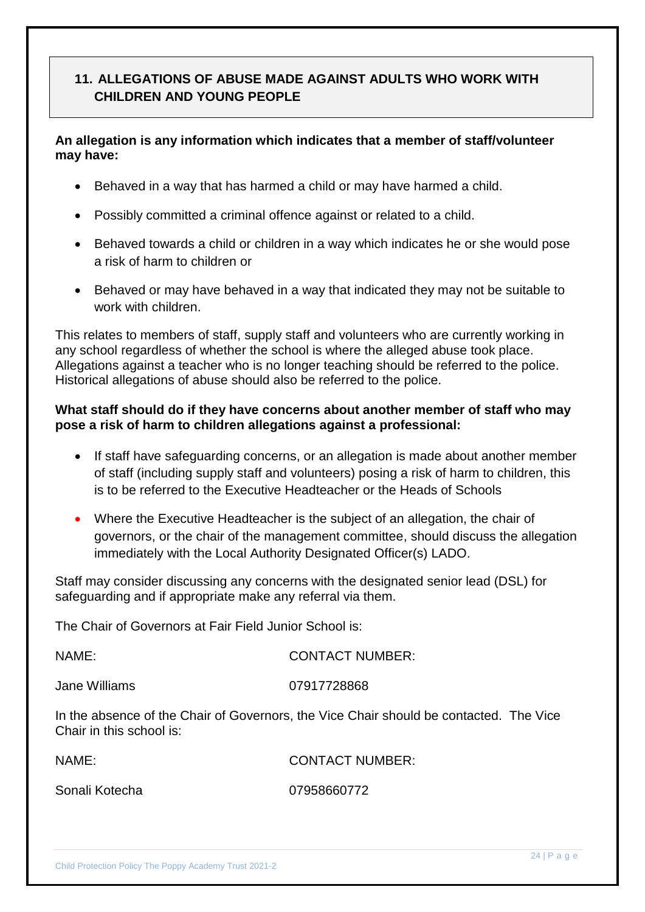## 11. ALLEGATIONS OF ABUSE MADE AGAINST ADULTS WHO WORK WITH CHILDREN AND YOUNG PEOPLE

**An allegation is any information which indicates that a member of staff/volunteer may have:**

- Behaved in a way that has harmed a child or may have harmed a child.
- Possibly committed a criminal offence against or related to a child.
- Behaved towards a child or children in a way which indicates he or she would pose a risk of harm to children or
- Behaved or may have behaved in a way that indicated they may not be suitable to work with children.

This relates to members of staff, supply staff and volunteers who are currently working in any school regardless of whether the school is where the alleged abuse took place. Allegations against a teacher who is no longer teaching should be referred to the police. Historical allegations of abuse should also be referred to the police.

**What staff should do if they have concerns about another member of staff who may pose a risk of harm to children allegations against a professional:**

- If staff have safeguarding concerns, or an allegation is made about another member of staff (including supply staff and volunteers) posing a risk of harm to children, this is to be referred to the Executive Headteacher or the Heads of Schools
- Where the Executive Headteacher is the subject of an allegation, the chair of governors, or the chair of the management committee, should discuss the allegation immediately with the Local Authority Designated Officer(s) LADO.

Staff may consider discussing any concerns with the designated senior lead (DSL) for safeguarding and if appropriate make any referral via them.

The Chair of Governors at Fair Field Junior School is:

| NAME: | CONTACT NUMBER: |
| --- | --- |
| Jane Williams | 07917728868 |

In the absence of the Chair of Governors, the Vice Chair should be contacted. The Vice Chair in this school is:

| NAME: | CONTACT NUMBER: |
| --- | --- |
| Sonali Kotecha | 07958660772 |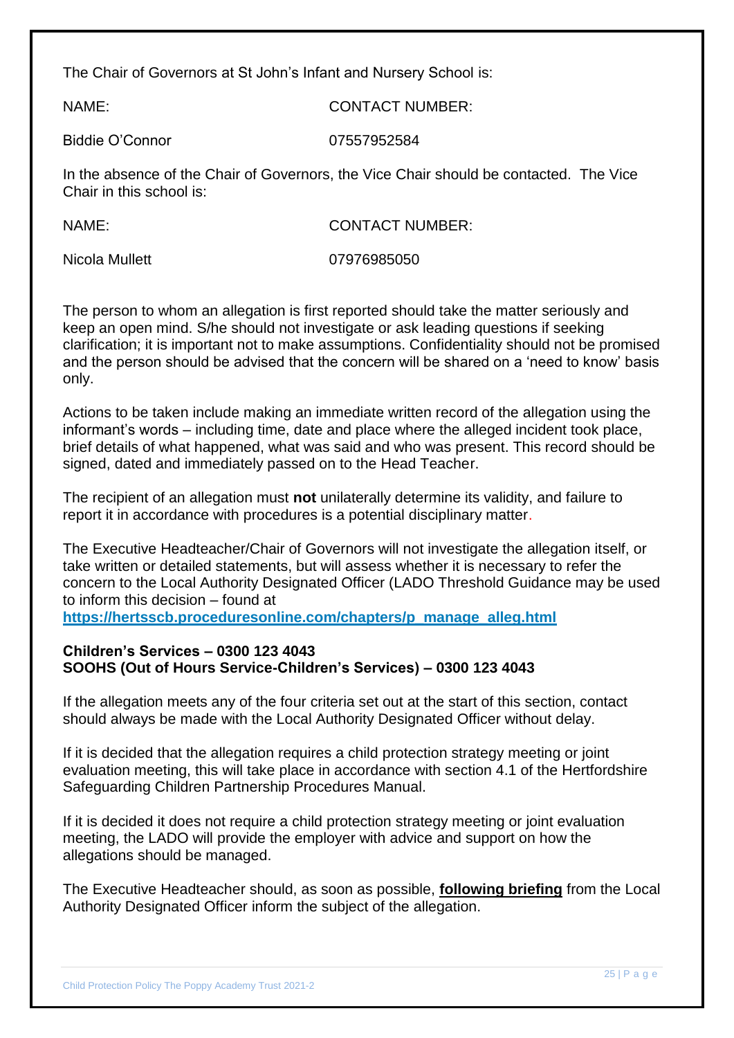The Chair of Governors at St John's Infant and Nursery School is:

| NAME: | CONTACT NUMBER: |
|---|---|
| Biddie O'Connor | 07557952584 |

In the absence of the Chair of Governors, the Vice Chair should be contacted. The Vice Chair in this school is:

| NAME: | CONTACT NUMBER: |
|---|---|
| Nicola Mullett | 07976985050 |

The person to whom an allegation is first reported should take the matter seriously and keep an open mind. S/he should not investigate or ask leading questions if seeking clarification; it is important not to make assumptions. Confidentiality should not be promised and the person should be advised that the concern will be shared on a 'need to know' basis only.

Actions to be taken include making an immediate written record of the allegation using the informant's words – including time, date and place where the alleged incident took place, brief details of what happened, what was said and who was present. This record should be signed, dated and immediately passed on to the Head Teacher.

The recipient of an allegation must **not** unilaterally determine its validity, and failure to report it in accordance with procedures is a potential disciplinary matter.

The Executive Headteacher/Chair of Governors will not investigate the allegation itself, or take written or detailed statements, but will assess whether it is necessary to refer the concern to the Local Authority Designated Officer (LADO Threshold Guidance may be used to inform this decision – found at **https://hertsscb.proceduresonline.com/chapters/p_manage_alleg.html**

**Children's Services – 0300 123 4043**
**SOOHS (Out of Hours Service-Children's Services) – 0300 123 4043**

If the allegation meets any of the four criteria set out at the start of this section, contact should always be made with the Local Authority Designated Officer without delay.

If it is decided that the allegation requires a child protection strategy meeting or joint evaluation meeting, this will take place in accordance with section 4.1 of the Hertfordshire Safeguarding Children Partnership Procedures Manual.

If it is decided it does not require a child protection strategy meeting or joint evaluation meeting, the LADO will provide the employer with advice and support on how the allegations should be managed.

The Executive Headteacher should, as soon as possible, **following briefing** from the Local Authority Designated Officer inform the subject of the allegation.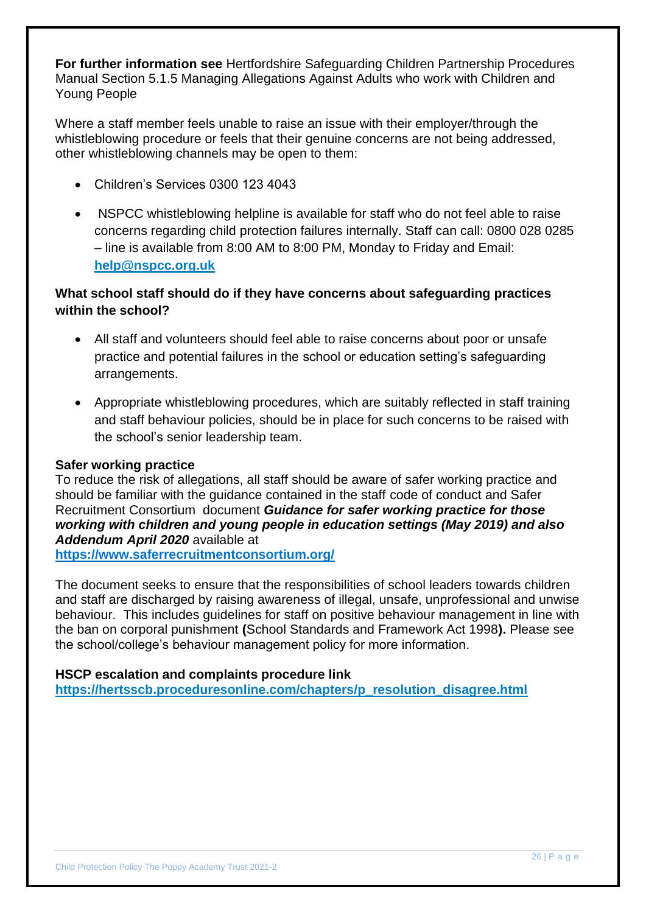**For further information see** Hertfordshire Safeguarding Children Partnership Procedures Manual Section 5.1.5 Managing Allegations Against Adults who work with Children and Young People

Where a staff member feels unable to raise an issue with their employer/through the whistleblowing procedure or feels that their genuine concerns are not being addressed, other whistleblowing channels may be open to them:

- Children's Services 0300 123 4043
- NSPCC whistleblowing helpline is available for staff who do not feel able to raise concerns regarding child protection failures internally. Staff can call: 0800 028 0285 – line is available from 8:00 AM to 8:00 PM, Monday to Friday and Email: **help@nspcc.org.uk**

**What school staff should do if they have concerns about safeguarding practices within the school?**

- All staff and volunteers should feel able to raise concerns about poor or unsafe practice and potential failures in the school or education setting's safeguarding arrangements.
- Appropriate whistleblowing procedures, which are suitably reflected in staff training and staff behaviour policies, should be in place for such concerns to be raised with the school's senior leadership team.

**Safer working practice**

To reduce the risk of allegations, all staff should be aware of safer working practice and should be familiar with the guidance contained in the staff code of conduct and Safer Recruitment Consortium document ***Guidance for safer working practice for those working with children and young people in education settings (May 2019) and also Addendum April 2020*** available at **https://www.saferrecruitmentconsortium.org/**

The document seeks to ensure that the responsibilities of school leaders towards children and staff are discharged by raising awareness of illegal, unsafe, unprofessional and unwise behaviour. This includes guidelines for staff on positive behaviour management in line with the ban on corporal punishment **(**School Standards and Framework Act 1998**).** Please see the school/college's behaviour management policy for more information.

**HSCP escalation and complaints procedure link**
**https://hertsscb.proceduresonline.com/chapters/p_resolution_disagree.html**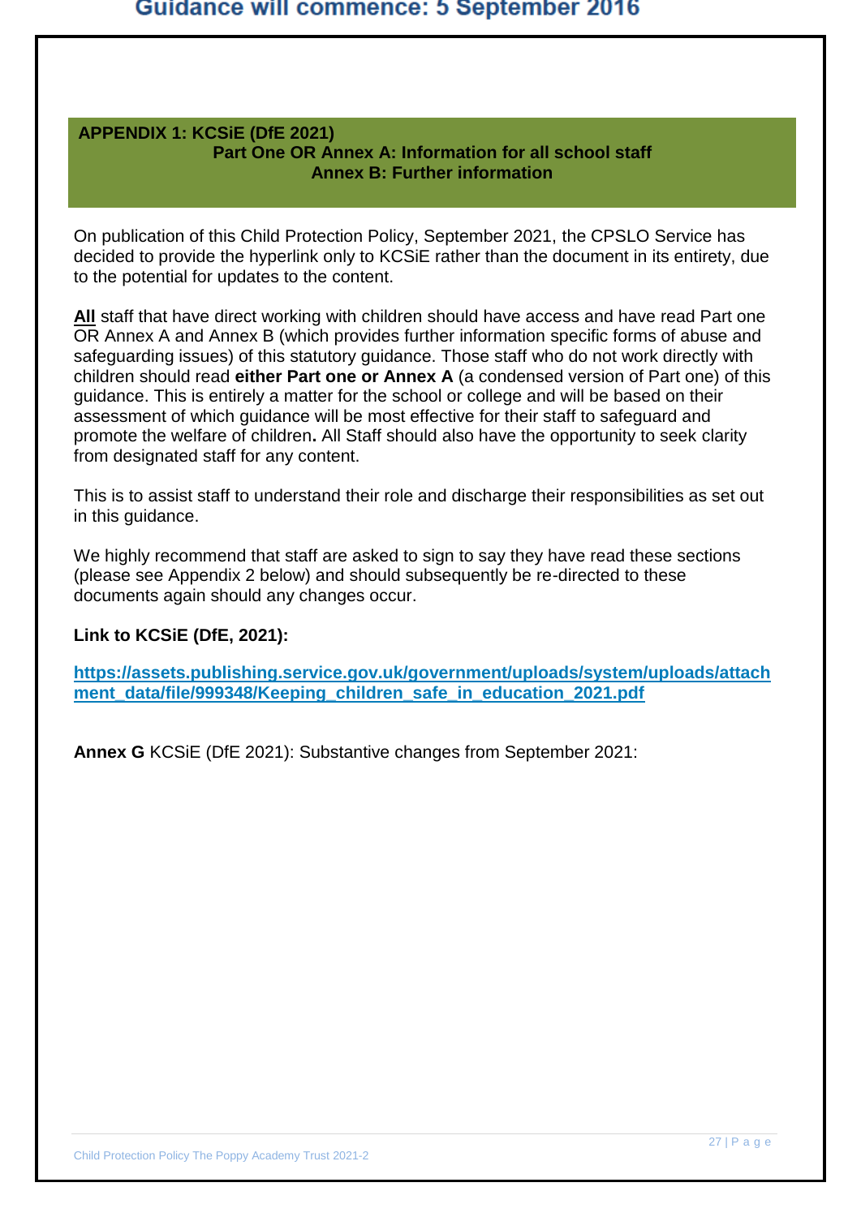Guidance will commence: 5 September 2016

## APPENDIX 1: KCSiE (DfE 2021)

### Part One OR Annex A: Information for all school staff
### Annex B: Further information

On publication of this Child Protection Policy, September 2021, the CPSLO Service has decided to provide the hyperlink only to KCSiE rather than the document in its entirety, due to the potential for updates to the content.

**All** staff that have direct working with children should have access and have read Part one OR Annex A and Annex B (which provides further information specific forms of abuse and safeguarding issues) of this statutory guidance. Those staff who do not work directly with children should read **either Part one or Annex A** (a condensed version of Part one) of this guidance. This is entirely a matter for the school or college and will be based on their assessment of which guidance will be most effective for their staff to safeguard and promote the welfare of children**.** All Staff should also have the opportunity to seek clarity from designated staff for any content.

This is to assist staff to understand their role and discharge their responsibilities as set out in this guidance.

We highly recommend that staff are asked to sign to say they have read these sections (please see Appendix 2 below) and should subsequently be re-directed to these documents again should any changes occur.

**Link to KCSiE (DfE, 2021):**

**https://assets.publishing.service.gov.uk/government/uploads/system/uploads/attachment_data/file/999348/Keeping_children_safe_in_education_2021.pdf**

**Annex G** KCSiE (DfE 2021): Substantive changes from September 2021: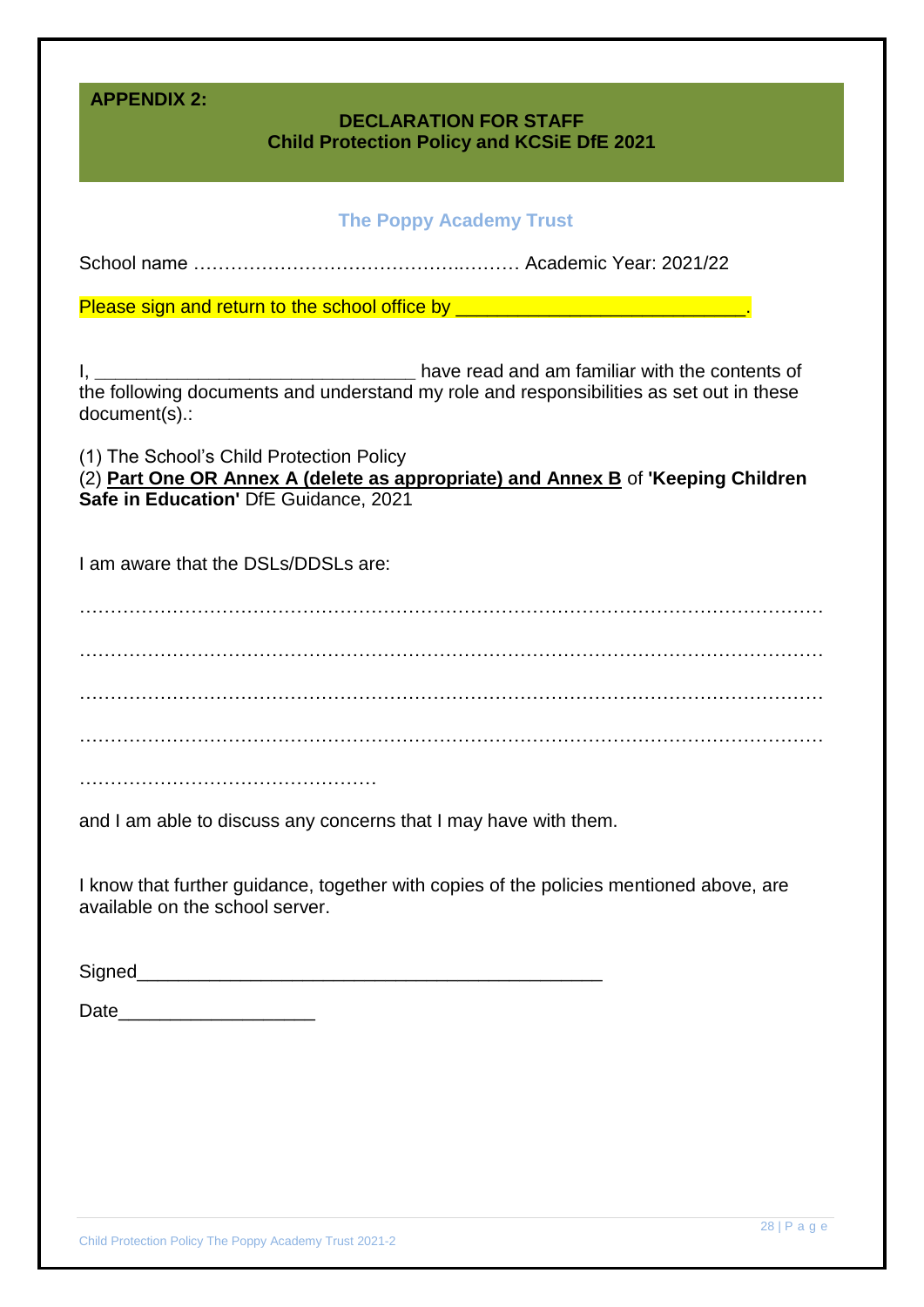**APPENDIX 2:**

## DECLARATION FOR STAFF
## Child Protection Policy and KCSiE DfE 2021

### The Poppy Academy Trust

School name ……………………………………..……… Academic Year: 2021/22

Please sign and return to the school office by ___________________________.

I, ______________________________ have read and am familiar with the contents of the following documents and understand my role and responsibilities as set out in these document(s).:

(1) The School's Child Protection Policy
(2) **Part One OR Annex A (delete as appropriate) and Annex B** of **'Keeping Children Safe in Education'** DfE Guidance, 2021

I am aware that the DSLs/DDSLs are:

……………………………………………………………………………………………………

……………………………………………………………………………………………………

……………………………………………………………………………………………………

……………………………………………………………………………………………………

…………………………………………

and I am able to discuss any concerns that I may have with them.

I know that further guidance, together with copies of the policies mentioned above, are available on the school server.

Signed____________________________________________

Date__________________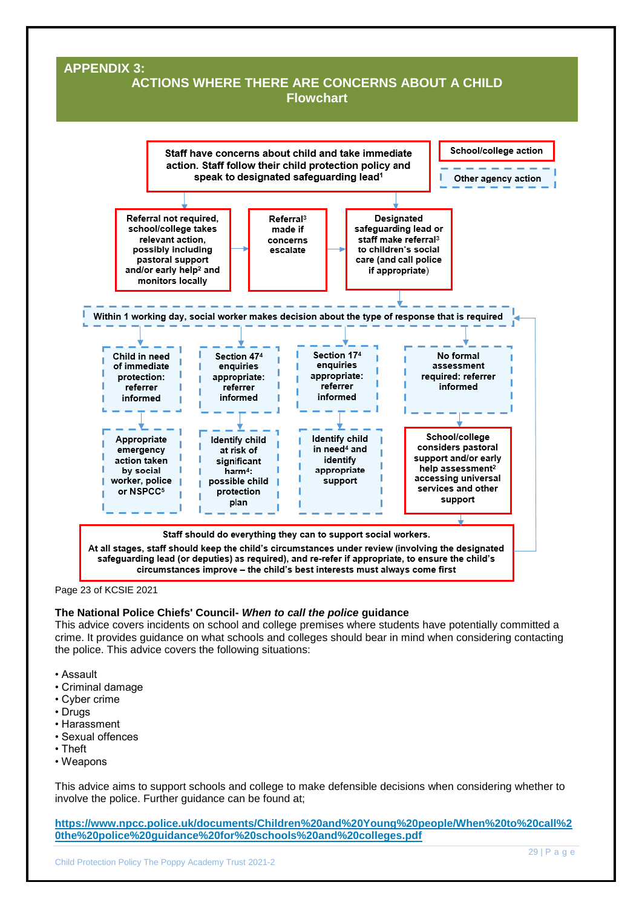## APPENDIX 3:

## ACTIONS WHERE THERE ARE CONCERNS ABOUT A CHILD Flowchart

School/college action

Other agency action

Staff have concerns about child and take immediate action. Staff follow their child protection policy and speak to designated safeguarding lead[1]

Referral not required, school/college takes relevant action, possibly including pastoral support and/or early help[2] and monitors locally

Referral[3] made if concerns escalate

Designated safeguarding lead or staff make referral[3] to children's social care (and call police if appropriate)

Within 1 working day, social worker makes decision about the type of response that is required

Child in need of immediate protection: referrer informed

Section 47[4] enquiries appropriate: referrer informed

Section 17[4] enquiries appropriate: referrer informed

No formal assessment required: referrer informed

Appropriate emergency action taken by social worker, police or NSPCC[5]

Identify child at risk of significant harm[4]: possible child protection plan

Identify child in need[4] and identify appropriate support

School/college considers pastoral support and/or early help assessment[2] accessing universal services and other support

Staff should do everything they can to support social workers.

At all stages, staff should keep the child's circumstances under review (involving the designated safeguarding lead (or deputies) as required), and re-refer if appropriate, to ensure the child's circumstances improve – the child's best interests must always come first

Page 23 of KCSIE 2021

**The National Police Chiefs' Council- *When to call the police* guidance**

This advice covers incidents on school and college premises where students have potentially committed a crime. It provides guidance on what schools and colleges should bear in mind when considering contacting the police. This advice covers the following situations:

- Assault
- Criminal damage
- Cyber crime
- Drugs
- Harassment
- Sexual offences
- Theft
- Weapons

This advice aims to support schools and college to make defensible decisions when considering whether to involve the police. Further guidance can be found at;

https://www.npcc.police.uk/documents/Children%20and%20Young%20people/When%20to%20call%20the%20police%20guidance%20for%20schools%20and%20colleges.pdf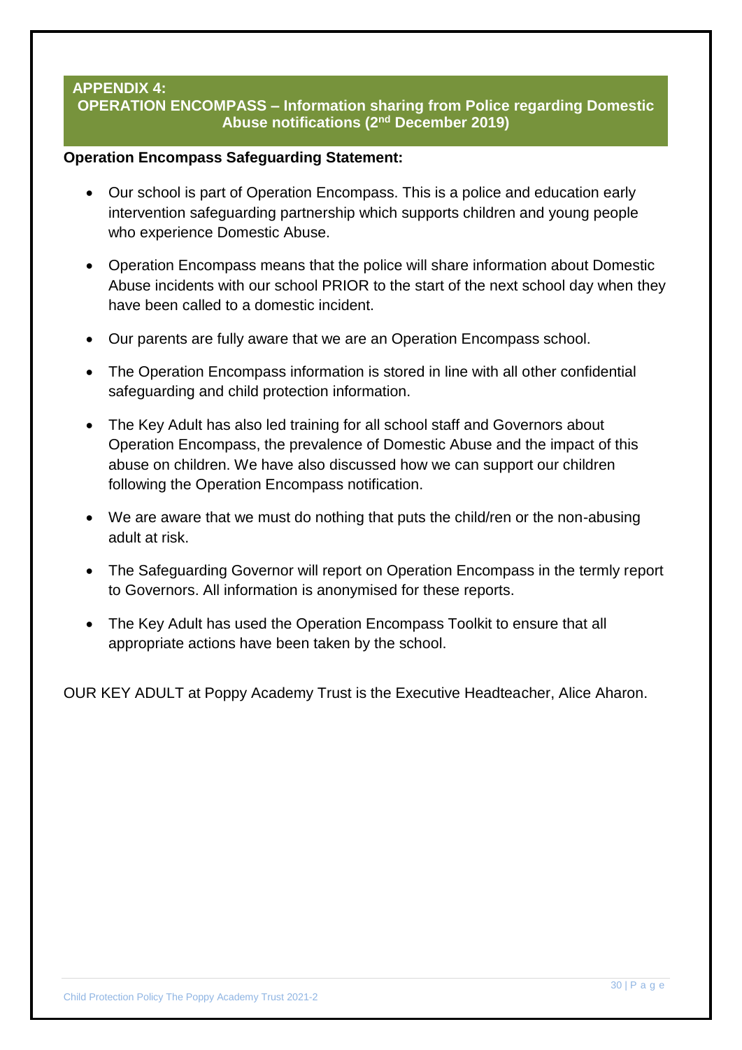## APPENDIX 4:
## OPERATION ENCOMPASS – Information sharing from Police regarding Domestic Abuse notifications (2nd December 2019)

**Operation Encompass Safeguarding Statement:**

- Our school is part of Operation Encompass. This is a police and education early intervention safeguarding partnership which supports children and young people who experience Domestic Abuse.
- Operation Encompass means that the police will share information about Domestic Abuse incidents with our school PRIOR to the start of the next school day when they have been called to a domestic incident.
- Our parents are fully aware that we are an Operation Encompass school.
- The Operation Encompass information is stored in line with all other confidential safeguarding and child protection information.
- The Key Adult has also led training for all school staff and Governors about Operation Encompass, the prevalence of Domestic Abuse and the impact of this abuse on children. We have also discussed how we can support our children following the Operation Encompass notification.
- We are aware that we must do nothing that puts the child/ren or the non-abusing adult at risk.
- The Safeguarding Governor will report on Operation Encompass in the termly report to Governors. All information is anonymised for these reports.
- The Key Adult has used the Operation Encompass Toolkit to ensure that all appropriate actions have been taken by the school.

OUR KEY ADULT at Poppy Academy Trust is the Executive Headteacher, Alice Aharon.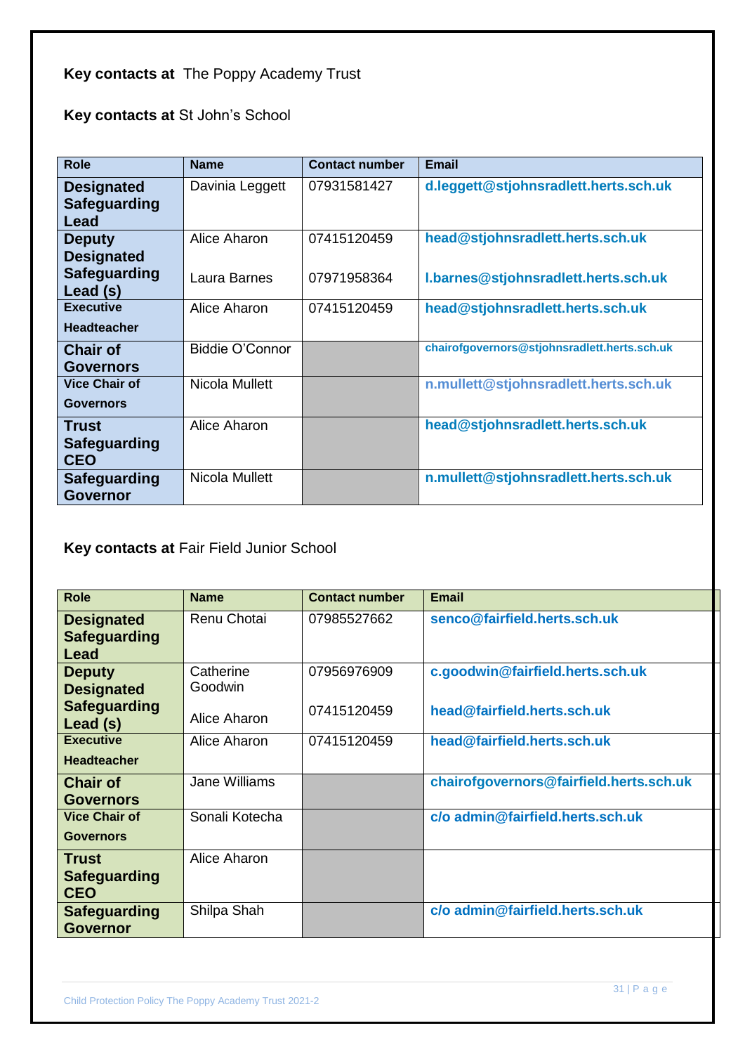**Key contacts at** The Poppy Academy Trust

**Key contacts at** St John's School

| Role | Name | Contact number | Email |
|---|---|---|---|
| **Designated Safeguarding Lead** | Davinia Leggett | 07931581427 | d.leggett@stjohnsradlett.herts.sch.uk |
| **Deputy Designated Safeguarding Lead (s)** | Alice Aharon<br>Laura Barnes | 07415120459<br>07971958364 | head@stjohnsradlett.herts.sch.uk<br>l.barnes@stjohnsradlett.herts.sch.uk |
| **Executive Headteacher** | Alice Aharon | 07415120459 | head@stjohnsradlett.herts.sch.uk |
| **Chair of Governors** | Biddie O'Connor | | chairofgovernors@stjohnsradlett.herts.sch.uk |
| **Vice Chair of Governors** | Nicola Mullett | | n.mullett@stjohnsradlett.herts.sch.uk |
| **Trust Safeguarding CEO** | Alice Aharon | | head@stjohnsradlett.herts.sch.uk |
| **Safeguarding Governor** | Nicola Mullett | | n.mullett@stjohnsradlett.herts.sch.uk |

**Key contacts at** Fair Field Junior School

| Role | Name | Contact number | Email |
|---|---|---|---|
| **Designated Safeguarding Lead** | Renu Chotai | 07985527662 | senco@fairfield.herts.sch.uk |
| **Deputy Designated Safeguarding Lead (s)** | Catherine Goodwin<br>Alice Aharon | 07956976909<br>07415120459 | c.goodwin@fairfield.herts.sch.uk<br>head@fairfield.herts.sch.uk |
| **Executive Headteacher** | Alice Aharon | 07415120459 | head@fairfield.herts.sch.uk |
| **Chair of Governors** | Jane Williams | | chairofgovernors@fairfield.herts.sch.uk |
| **Vice Chair of Governors** | Sonali Kotecha | | c/o admin@fairfield.herts.sch.uk |
| **Trust Safeguarding CEO** | Alice Aharon | | |
| **Safeguarding Governor** | Shilpa Shah | | c/o admin@fairfield.herts.sch.uk |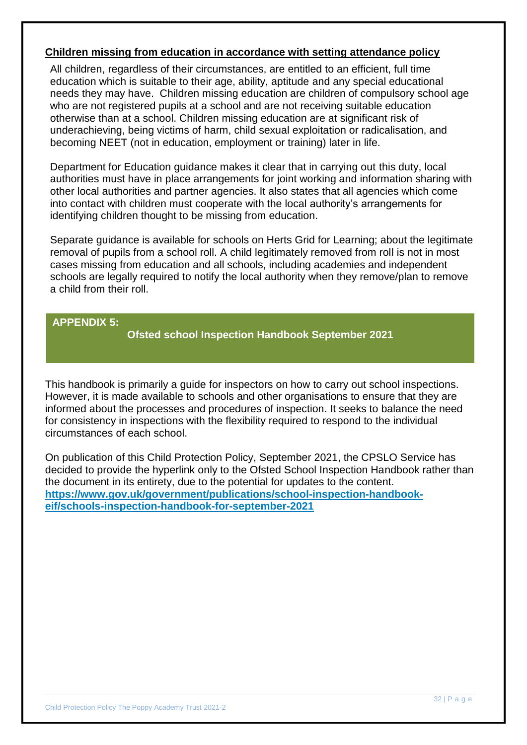**Children missing from education in accordance with setting attendance policy**

All children, regardless of their circumstances, are entitled to an efficient, full time education which is suitable to their age, ability, aptitude and any special educational needs they may have. Children missing education are children of compulsory school age who are not registered pupils at a school and are not receiving suitable education otherwise than at a school. Children missing education are at significant risk of underachieving, being victims of harm, child sexual exploitation or radicalisation, and becoming NEET (not in education, employment or training) later in life.

Department for Education guidance makes it clear that in carrying out this duty, local authorities must have in place arrangements for joint working and information sharing with other local authorities and partner agencies. It also states that all agencies which come into contact with children must cooperate with the local authority's arrangements for identifying children thought to be missing from education.

Separate guidance is available for schools on Herts Grid for Learning; about the legitimate removal of pupils from a school roll. A child legitimately removed from roll is not in most cases missing from education and all schools, including academies and independent schools are legally required to notify the local authority when they remove/plan to remove a child from their roll.

## APPENDIX 5: Ofsted school Inspection Handbook September 2021

This handbook is primarily a guide for inspectors on how to carry out school inspections. However, it is made available to schools and other organisations to ensure that they are informed about the processes and procedures of inspection. It seeks to balance the need for consistency in inspections with the flexibility required to respond to the individual circumstances of each school.

On publication of this Child Protection Policy, September 2021, the CPSLO Service has decided to provide the hyperlink only to the Ofsted School Inspection Handbook rather than the document in its entirety, due to the potential for updates to the content.
**https://www.gov.uk/government/publications/school-inspection-handbook-eif/schools-inspection-handbook-for-september-2021**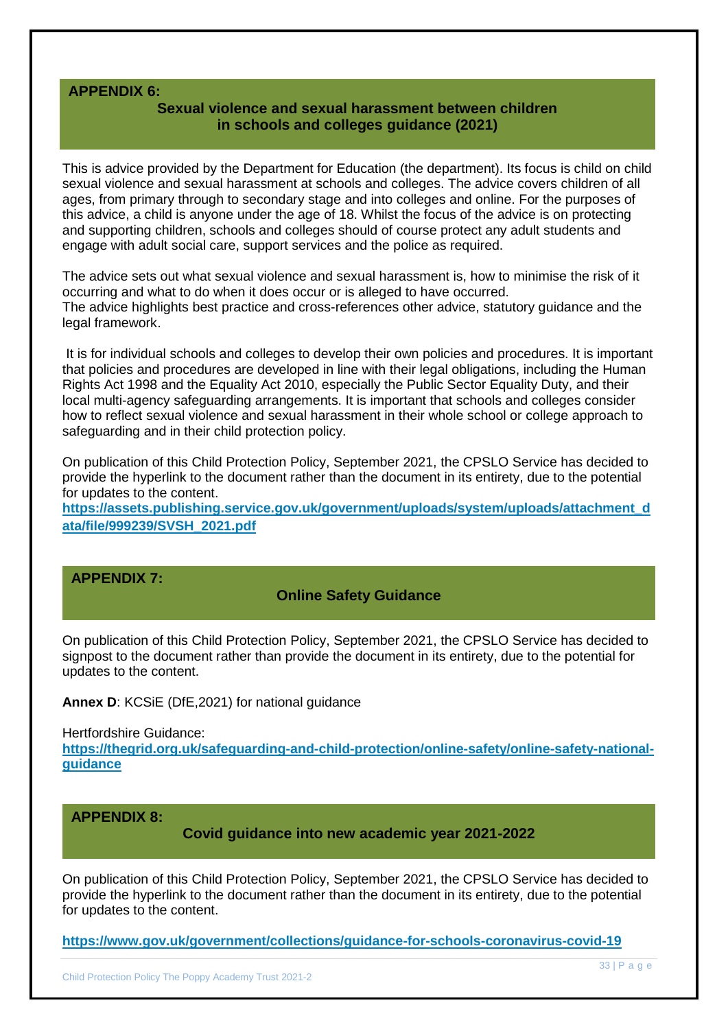## APPENDIX 6:

## Sexual violence and sexual harassment between children in schools and colleges guidance (2021)

This is advice provided by the Department for Education (the department). Its focus is child on child sexual violence and sexual harassment at schools and colleges. The advice covers children of all ages, from primary through to secondary stage and into colleges and online. For the purposes of this advice, a child is anyone under the age of 18. Whilst the focus of the advice is on protecting and supporting children, schools and colleges should of course protect any adult students and engage with adult social care, support services and the police as required.

The advice sets out what sexual violence and sexual harassment is, how to minimise the risk of it occurring and what to do when it does occur or is alleged to have occurred.
The advice highlights best practice and cross-references other advice, statutory guidance and the legal framework.

It is for individual schools and colleges to develop their own policies and procedures. It is important that policies and procedures are developed in line with their legal obligations, including the Human Rights Act 1998 and the Equality Act 2010, especially the Public Sector Equality Duty, and their local multi-agency safeguarding arrangements. It is important that schools and colleges consider how to reflect sexual violence and sexual harassment in their whole school or college approach to safeguarding and in their child protection policy.

On publication of this Child Protection Policy, September 2021, the CPSLO Service has decided to provide the hyperlink to the document rather than the document in its entirety, due to the potential for updates to the content.
**https://assets.publishing.service.gov.uk/government/uploads/system/uploads/attachment_data/file/999239/SVSH_2021.pdf**

## APPENDIX 7:

## Online Safety Guidance

On publication of this Child Protection Policy, September 2021, the CPSLO Service has decided to signpost to the document rather than provide the document in its entirety, due to the potential for updates to the content.

**Annex D**: KCSiE (DfE,2021) for national guidance

Hertfordshire Guidance:
**https://thegrid.org.uk/safeguarding-and-child-protection/online-safety/online-safety-national-guidance**

## APPENDIX 8:

## Covid guidance into new academic year 2021-2022

On publication of this Child Protection Policy, September 2021, the CPSLO Service has decided to provide the hyperlink to the document rather than the document in its entirety, due to the potential for updates to the content.

**https://www.gov.uk/government/collections/guidance-for-schools-coronavirus-covid-19**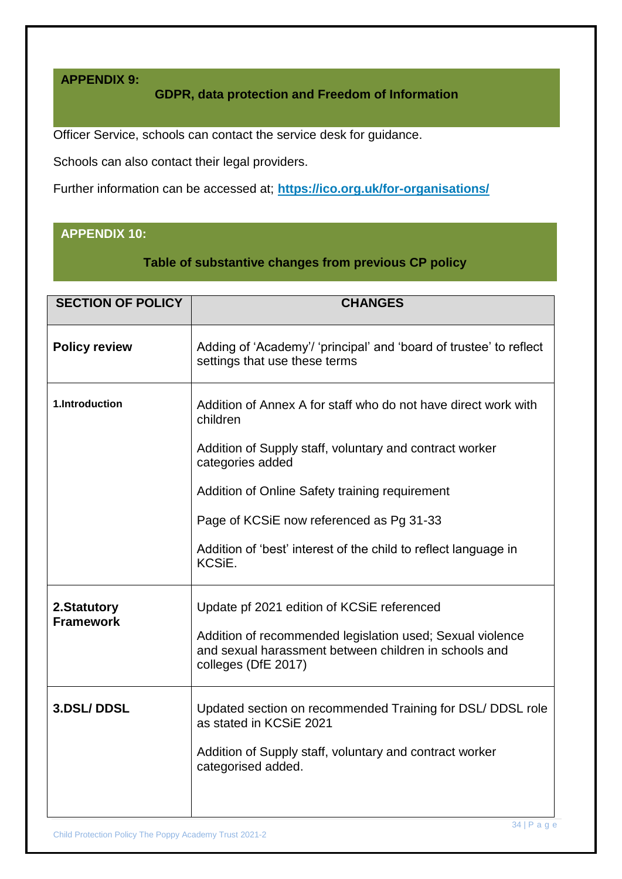## APPENDIX 9:

### GDPR, data protection and Freedom of Information

Officer Service, schools can contact the service desk for guidance.

Schools can also contact their legal providers.

Further information can be accessed at; **https://ico.org.uk/for-organisations/**

## APPENDIX 10:

### Table of substantive changes from previous CP policy

| SECTION OF POLICY | CHANGES |
|---|---|
| **Policy review** | Adding of 'Academy'/ 'principal' and 'board of trustee' to reflect settings that use these terms |
| **1.Introduction** | Addition of Annex A for staff who do not have direct work with children<br><br>Addition of Supply staff, voluntary and contract worker categories added<br><br>Addition of Online Safety training requirement<br><br>Page of KCSiE now referenced as Pg 31-33<br><br>Addition of 'best' interest of the child to reflect language in KCSiE. |
| **2.Statutory Framework** | Update pf 2021 edition of KCSiE referenced<br><br>Addition of recommended legislation used; Sexual violence and sexual harassment between children in schools and colleges (DfE 2017) |
| **3.DSL/ DDSL** | Updated section on recommended Training for DSL/ DDSL role as stated in KCSiE 2021<br><br>Addition of Supply staff, voluntary and contract worker categorised added. |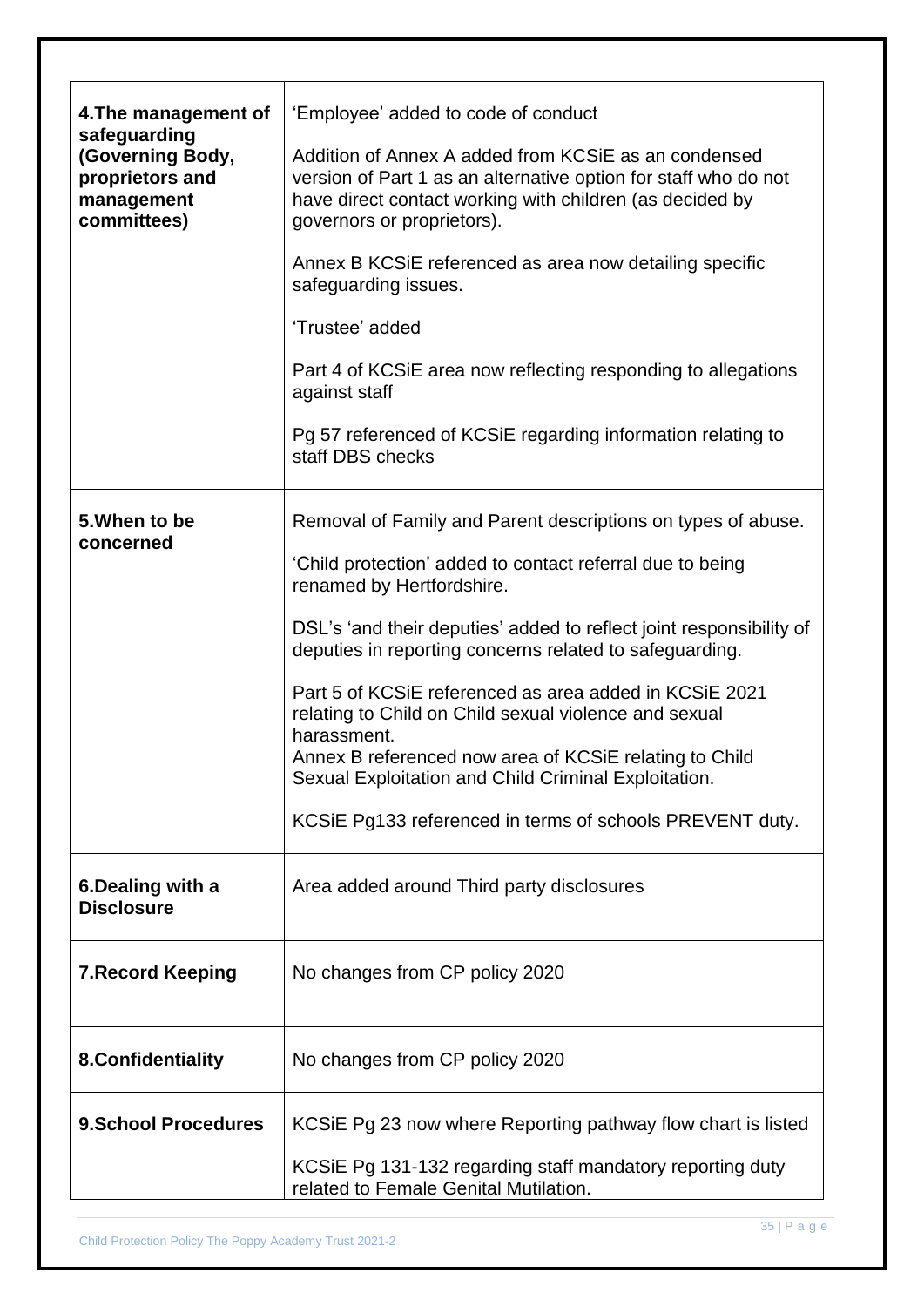| | |
|---|---|
| **4.The management of safeguarding (Governing Body, proprietors and management committees)** | 'Employee' added to code of conduct<br><br>Addition of Annex A added from KCSiE as an condensed version of Part 1 as an alternative option for staff who do not have direct contact working with children (as decided by governors or proprietors).<br><br>Annex B KCSiE referenced as area now detailing specific safeguarding issues.<br><br>'Trustee' added<br><br>Part 4 of KCSiE area now reflecting responding to allegations against staff<br><br>Pg 57 referenced of KCSiE regarding information relating to staff DBS checks |
| **5.When to be concerned** | Removal of Family and Parent descriptions on types of abuse.<br><br>'Child protection' added to contact referral due to being renamed by Hertfordshire.<br><br>DSL's 'and their deputies' added to reflect joint responsibility of deputies in reporting concerns related to safeguarding.<br><br>Part 5 of KCSiE referenced as area added in KCSiE 2021 relating to Child on Child sexual violence and sexual harassment.<br>Annex B referenced now area of KCSiE relating to Child Sexual Exploitation and Child Criminal Exploitation.<br><br>KCSiE Pg133 referenced in terms of schools PREVENT duty. |
| **6.Dealing with a Disclosure** | Area added around Third party disclosures |
| **7.Record Keeping** | No changes from CP policy 2020 |
| **8.Confidentiality** | No changes from CP policy 2020 |
| **9.School Procedures** | KCSiE Pg 23 now where Reporting pathway flow chart is listed<br><br>KCSiE Pg 131-132 regarding staff mandatory reporting duty related to Female Genital Mutilation. |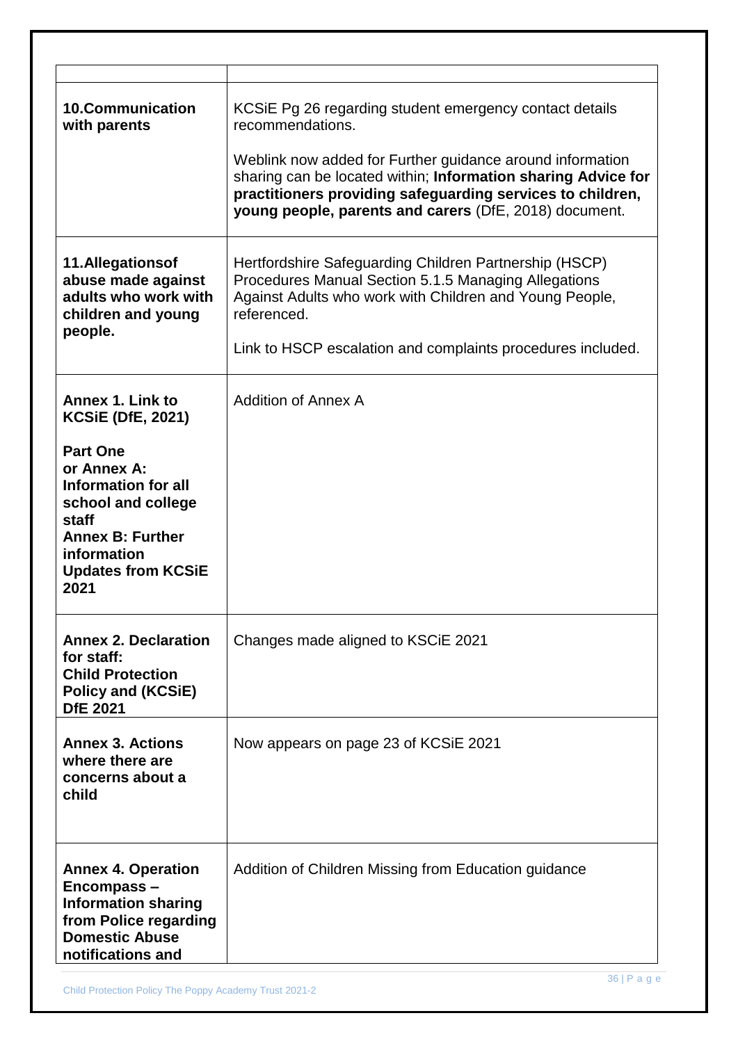| | |
|---|---|
| **10.Communication with parents** | KCSiE Pg 26 regarding student emergency contact details recommendations.<br><br>Weblink now added for Further guidance around information sharing can be located within; **Information sharing Advice for practitioners providing safeguarding services to children, young people, parents and carers** (DfE, 2018) document. |
| **11.Allegationsof abuse made against adults who work with children and young people.** | Hertfordshire Safeguarding Children Partnership (HSCP) Procedures Manual Section 5.1.5 Managing Allegations Against Adults who work with Children and Young People, referenced.<br><br>Link to HSCP escalation and complaints procedures included. |
| **Annex 1. Link to KCSiE (DfE, 2021)**<br><br>**Part One or Annex A: Information for all school and college staff**<br>**Annex B: Further information**<br>**Updates from KCSiE 2021** | Addition of Annex A |
| **Annex 2. Declaration for staff: Child Protection Policy and (KCSiE) DfE 2021** | Changes made aligned to KSCiE 2021 |
| **Annex 3. Actions where there are concerns about a child** | Now appears on page 23 of KCSiE 2021 |
| **Annex 4. Operation Encompass – Information sharing from Police regarding Domestic Abuse notifications and** | Addition of Children Missing from Education guidance |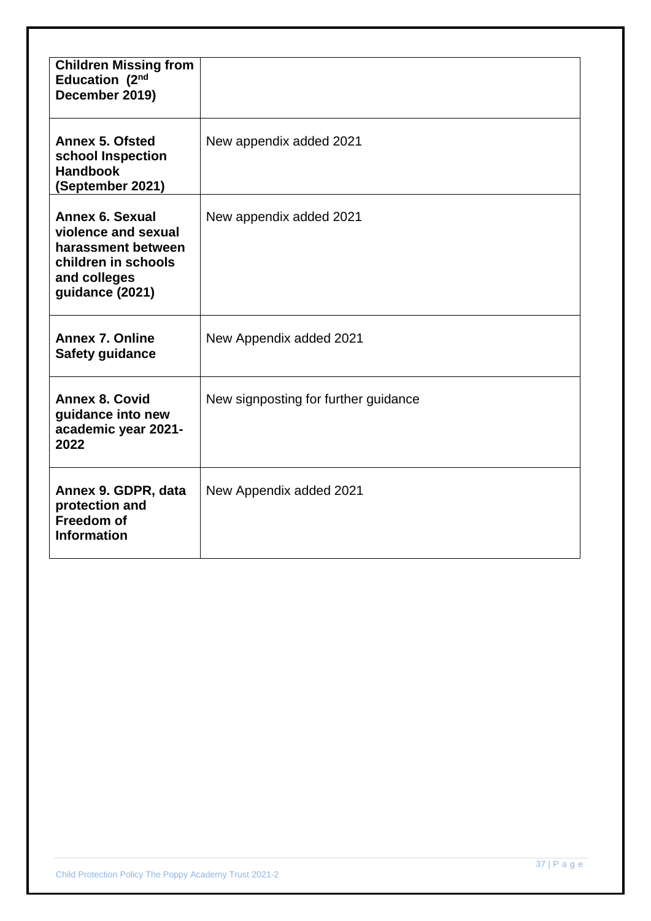| | |
|---|---|
| **Children Missing from Education (2nd December 2019)** | |
| **Annex 5. Ofsted school Inspection Handbook (September 2021)** | New appendix added 2021 |
| **Annex 6. Sexual violence and sexual harassment between children in schools and colleges guidance (2021)** | New appendix added 2021 |
| **Annex 7. Online Safety guidance** | New Appendix added 2021 |
| **Annex 8. Covid guidance into new academic year 2021-2022** | New signposting for further guidance |
| **Annex 9. GDPR, data protection and Freedom of Information** | New Appendix added 2021 |